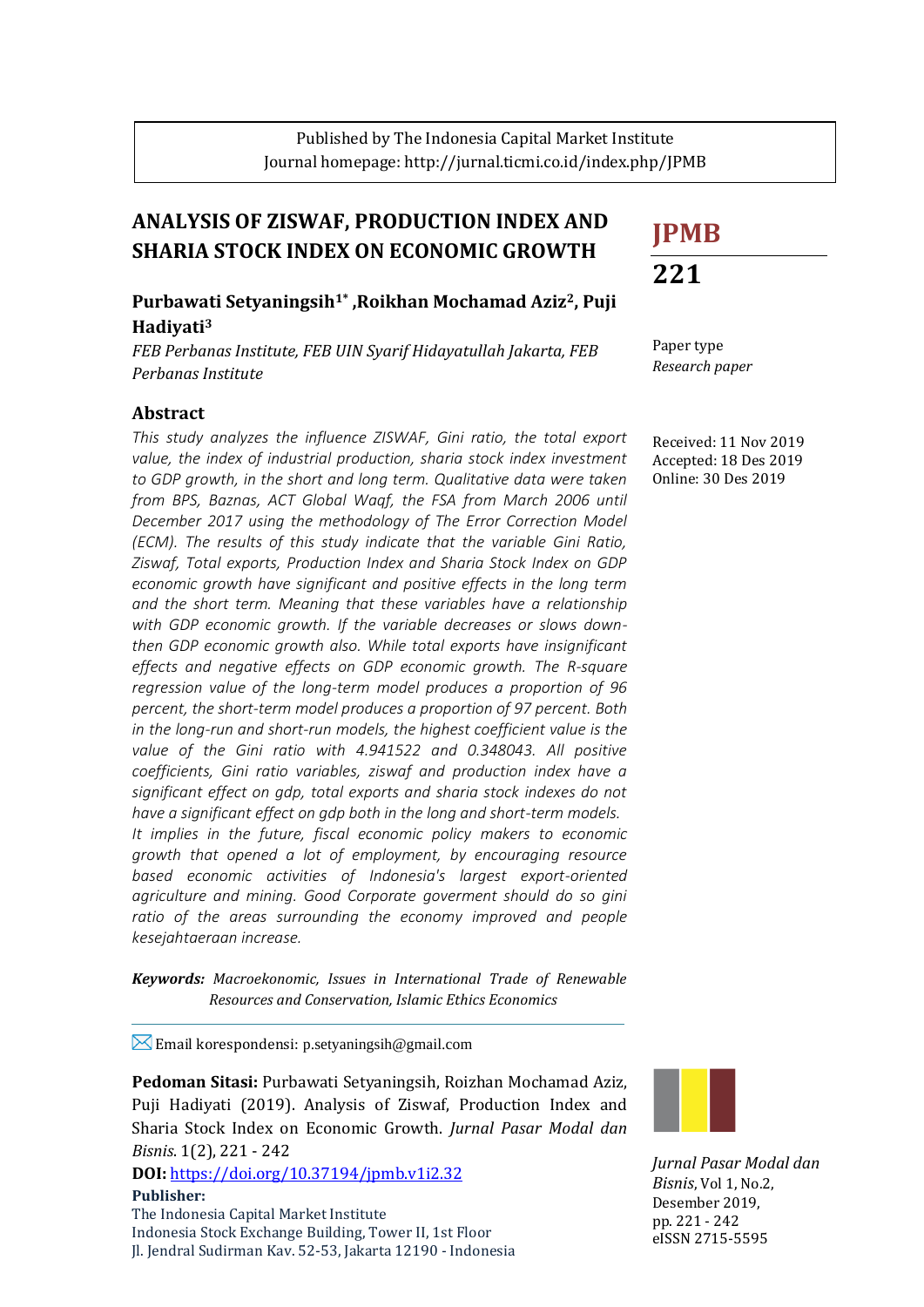Published by The Indonesia Capital Market Institute
Journal homepage: http://jurnal.ticmi.co.id/index.php/JPMB

# ANALYSIS OF ZISWAF, PRODUCTION INDEX AND SHARIA STOCK INDEX ON ECONOMIC GROWTH

**JPMB**

**221**

**Purbawati Setyaningsih[1*], Roikhan Mochamad Aziz[2], Puji Hadiyati[3]**

*FEB Perbanas Institute, FEB UIN Syarif Hidayatullah Jakarta, FEB Perbanas Institute*

Paper type
*Research paper*

Received: 11 Nov 2019
Accepted: 18 Des 2019
Online: 30 Des 2019

## Abstract

*This study analyzes the influence ZISWAF, Gini ratio, the total export value, the index of industrial production, sharia stock index investment to GDP growth, in the short and long term. Qualitative data were taken from BPS, Baznas, ACT Global Waqf, the FSA from March 2006 until December 2017 using the methodology of The Error Correction Model (ECM). The results of this study indicate that the variable Gini Ratio, Ziswaf, Total exports, Production Index and Sharia Stock Index on GDP economic growth have significant and positive effects in the long term and the short term. Meaning that these variables have a relationship with GDP economic growth. If the variable decreases or slows down-then GDP economic growth also. While total exports have insignificant effects and negative effects on GDP economic growth. The R-square regression value of the long-term model produces a proportion of 96 percent, the short-term model produces a proportion of 97 percent. Both in the long-run and short-run models, the highest coefficient value is the value of the Gini ratio with 4.941522 and 0.348043. All positive coefficients, Gini ratio variables, ziswaf and production index have a significant effect on gdp, total exports and sharia stock indexes do not have a significant effect on gdp both in the long and short-term models. It implies in the future, fiscal economic policy makers to economic growth that opened a lot of employment, by encouraging resource based economic activities of Indonesia's largest export-oriented agriculture and mining. Good Corporate goverment should do so gini ratio of the areas surrounding the economy improved and people kesejahtaeraan increase.*

***Keywords:*** *Macroekonomic, Issues in International Trade of Renewable Resources and Conservation, Islamic Ethics Economics*

Email korespondensi: p.setyaningsih@gmail.com

**Pedoman Sitasi:** Purbawati Setyaningsih, Roizhan Mochamad Aziz, Puji Hadiyati (2019). Analysis of Ziswaf, Production Index and Sharia Stock Index on Economic Growth. *Jurnal Pasar Modal dan Bisnis*. 1(2), 221 - 242

**DOI:** https://doi.org/10.37194/jpmb.v1i2.32

**Publisher:**
The Indonesia Capital Market Institute
Indonesia Stock Exchange Building, Tower II, 1st Floor
Jl. Jendral Sudirman Kav. 52-53, Jakarta 12190 - Indonesia

*Jurnal Pasar Modal dan Bisnis*, Vol 1, No.2, Desember 2019, pp. 221 - 242
eISSN 2715-5595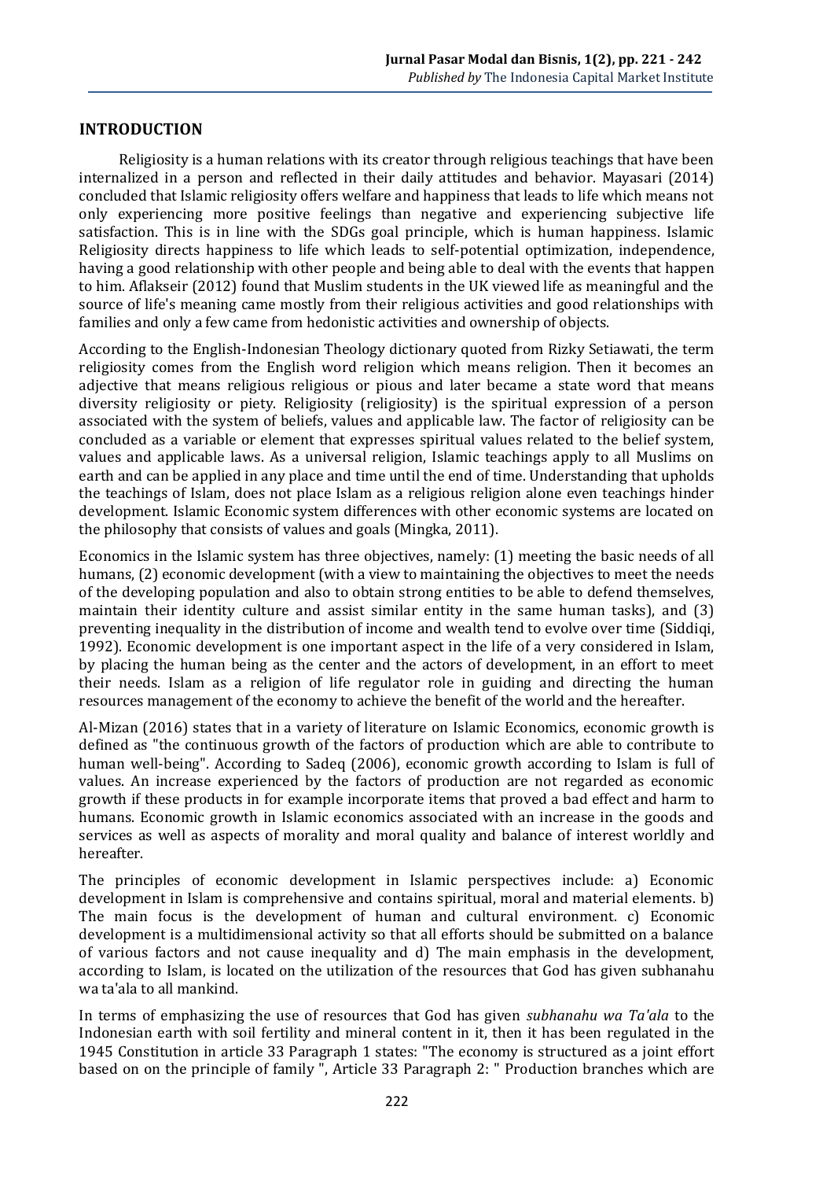## INTRODUCTION

Religiosity is a human relations with its creator through religious teachings that have been internalized in a person and reflected in their daily attitudes and behavior. Mayasari (2014) concluded that Islamic religiosity offers welfare and happiness that leads to life which means not only experiencing more positive feelings than negative and experiencing subjective life satisfaction. This is in line with the SDGs goal principle, which is human happiness. Islamic Religiosity directs happiness to life which leads to self-potential optimization, independence, having a good relationship with other people and being able to deal with the events that happen to him. Aflakseir (2012) found that Muslim students in the UK viewed life as meaningful and the source of life's meaning came mostly from their religious activities and good relationships with families and only a few came from hedonistic activities and ownership of objects.

According to the English-Indonesian Theology dictionary quoted from Rizky Setiawati, the term religiosity comes from the English word religion which means religion. Then it becomes an adjective that means religious religious or pious and later became a state word that means diversity religiosity or piety. Religiosity (religiosity) is the spiritual expression of a person associated with the system of beliefs, values and applicable law. The factor of religiosity can be concluded as a variable or element that expresses spiritual values related to the belief system, values and applicable laws. As a universal religion, Islamic teachings apply to all Muslims on earth and can be applied in any place and time until the end of time. Understanding that upholds the teachings of Islam, does not place Islam as a religious religion alone even teachings hinder development. Islamic Economic system differences with other economic systems are located on the philosophy that consists of values and goals (Mingka, 2011).

Economics in the Islamic system has three objectives, namely: (1) meeting the basic needs of all humans, (2) economic development (with a view to maintaining the objectives to meet the needs of the developing population and also to obtain strong entities to be able to defend themselves, maintain their identity culture and assist similar entity in the same human tasks), and (3) preventing inequality in the distribution of income and wealth tend to evolve over time (Siddiqi, 1992). Economic development is one important aspect in the life of a very considered in Islam, by placing the human being as the center and the actors of development, in an effort to meet their needs. Islam as a religion of life regulator role in guiding and directing the human resources management of the economy to achieve the benefit of the world and the hereafter.

Al-Mizan (2016) states that in a variety of literature on Islamic Economics, economic growth is defined as "the continuous growth of the factors of production which are able to contribute to human well-being". According to Sadeq (2006), economic growth according to Islam is full of values. An increase experienced by the factors of production are not regarded as economic growth if these products in for example incorporate items that proved a bad effect and harm to humans. Economic growth in Islamic economics associated with an increase in the goods and services as well as aspects of morality and moral quality and balance of interest worldly and hereafter.

The principles of economic development in Islamic perspectives include: a) Economic development in Islam is comprehensive and contains spiritual, moral and material elements. b) The main focus is the development of human and cultural environment. c) Economic development is a multidimensional activity so that all efforts should be submitted on a balance of various factors and not cause inequality and d) The main emphasis in the development, according to Islam, is located on the utilization of the resources that God has given subhanahu wa ta'ala to all mankind.

In terms of emphasizing the use of resources that God has given *subhanahu wa Ta'ala* to the Indonesian earth with soil fertility and mineral content in it, then it has been regulated in the 1945 Constitution in article 33 Paragraph 1 states: "The economy is structured as a joint effort based on on the principle of family ", Article 33 Paragraph 2: " Production branches which are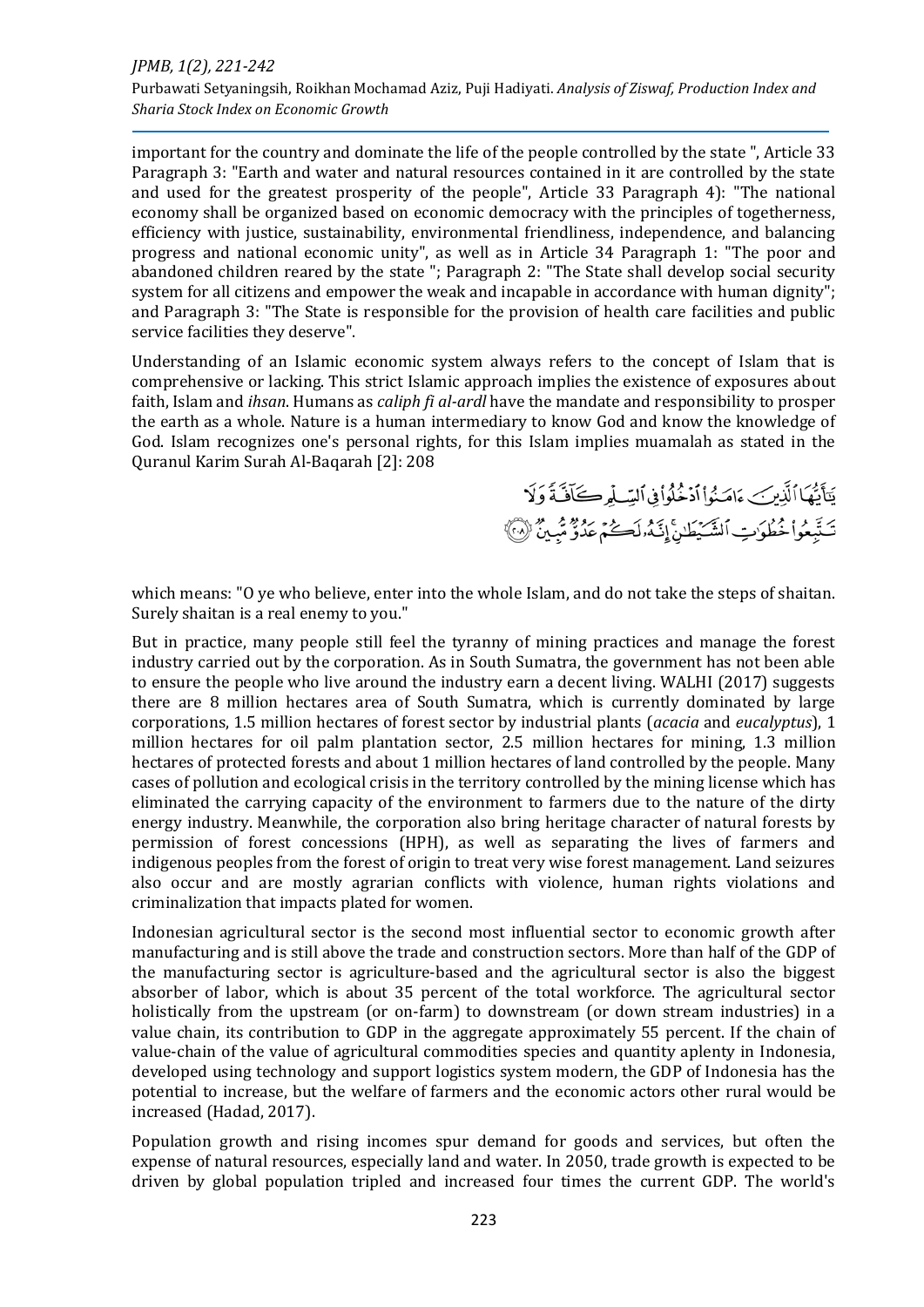important for the country and dominate the life of the people controlled by the state ", Article 33 Paragraph 3: "Earth and water and natural resources contained in it are controlled by the state and used for the greatest prosperity of the people", Article 33 Paragraph 4): "The national economy shall be organized based on economic democracy with the principles of togetherness, efficiency with justice, sustainability, environmental friendliness, independence, and balancing progress and national economic unity", as well as in Article 34 Paragraph 1: "The poor and abandoned children reared by the state "; Paragraph 2: "The State shall develop social security system for all citizens and empower the weak and incapable in accordance with human dignity"; and Paragraph 3: "The State is responsible for the provision of health care facilities and public service facilities they deserve".

Understanding of an Islamic economic system always refers to the concept of Islam that is comprehensive or lacking. This strict Islamic approach implies the existence of exposures about faith, Islam and *ihsan*. Humans as *caliph fi al-ardl* have the mandate and responsibility to prosper the earth as a whole. Nature is a human intermediary to know God and know the knowledge of God. Islam recognizes one's personal rights, for this Islam implies muamalah as stated in the Quranul Karim Surah Al-Baqarah [2]: 208

يَٰٓأَيُّهَا ٱلَّذِينَ ءَامَنُواْ ٱدۡخُلُواْ فِي ٱلسِّلۡمِ كَآفَّةٗ وَلَا تَتَّبِعُواْ خُطُوَٰتِ ٱلشَّيۡطَٰنِۚ إِنَّهُۥ لَكُمۡ عَدُوّٞ مُّبِينٞ ٢٠٨

which means: "O ye who believe, enter into the whole Islam, and do not take the steps of shaitan. Surely shaitan is a real enemy to you."

But in practice, many people still feel the tyranny of mining practices and manage the forest industry carried out by the corporation. As in South Sumatra, the government has not been able to ensure the people who live around the industry earn a decent living. WALHI (2017) suggests there are 8 million hectares area of South Sumatra, which is currently dominated by large corporations, 1.5 million hectares of forest sector by industrial plants (*acacia* and *eucalyptus*), 1 million hectares for oil palm plantation sector, 2.5 million hectares for mining, 1.3 million hectares of protected forests and about 1 million hectares of land controlled by the people. Many cases of pollution and ecological crisis in the territory controlled by the mining license which has eliminated the carrying capacity of the environment to farmers due to the nature of the dirty energy industry. Meanwhile, the corporation also bring heritage character of natural forests by permission of forest concessions (HPH), as well as separating the lives of farmers and indigenous peoples from the forest of origin to treat very wise forest management. Land seizures also occur and are mostly agrarian conflicts with violence, human rights violations and criminalization that impacts plated for women.

Indonesian agricultural sector is the second most influential sector to economic growth after manufacturing and is still above the trade and construction sectors. More than half of the GDP of the manufacturing sector is agriculture-based and the agricultural sector is also the biggest absorber of labor, which is about 35 percent of the total workforce. The agricultural sector holistically from the upstream (or on-farm) to downstream (or down stream industries) in a value chain, its contribution to GDP in the aggregate approximately 55 percent. If the chain of value-chain of the value of agricultural commodities species and quantity aplenty in Indonesia, developed using technology and support logistics system modern, the GDP of Indonesia has the potential to increase, but the welfare of farmers and the economic actors other rural would be increased (Hadad, 2017).

Population growth and rising incomes spur demand for goods and services, but often the expense of natural resources, especially land and water. In 2050, trade growth is expected to be driven by global population tripled and increased four times the current GDP. The world's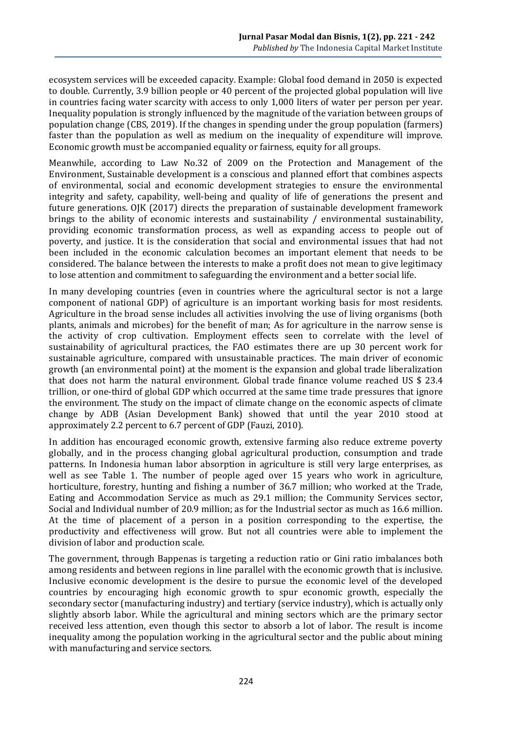ecosystem services will be exceeded capacity. Example: Global food demand in 2050 is expected to double. Currently, 3.9 billion people or 40 percent of the projected global population will live in countries facing water scarcity with access to only 1,000 liters of water per person per year. Inequality population is strongly influenced by the magnitude of the variation between groups of population change (CBS, 2019). If the changes in spending under the group population (farmers) faster than the population as well as medium on the inequality of expenditure will improve. Economic growth must be accompanied equality or fairness, equity for all groups.

Meanwhile, according to Law No.32 of 2009 on the Protection and Management of the Environment, Sustainable development is a conscious and planned effort that combines aspects of environmental, social and economic development strategies to ensure the environmental integrity and safety, capability, well-being and quality of life of generations the present and future generations. OJK (2017) directs the preparation of sustainable development framework brings to the ability of economic interests and sustainability / environmental sustainability, providing economic transformation process, as well as expanding access to people out of poverty, and justice. It is the consideration that social and environmental issues that had not been included in the economic calculation becomes an important element that needs to be considered. The balance between the interests to make a profit does not mean to give legitimacy to lose attention and commitment to safeguarding the environment and a better social life.

In many developing countries (even in countries where the agricultural sector is not a large component of national GDP) of agriculture is an important working basis for most residents. Agriculture in the broad sense includes all activities involving the use of living organisms (both plants, animals and microbes) for the benefit of man; As for agriculture in the narrow sense is the activity of crop cultivation. Employment effects seen to correlate with the level of sustainability of agricultural practices, the FAO estimates there are up 30 percent work for sustainable agriculture, compared with unsustainable practices. The main driver of economic growth (an environmental point) at the moment is the expansion and global trade liberalization that does not harm the natural environment. Global trade finance volume reached US $ 23.4 trillion, or one-third of global GDP which occurred at the same time trade pressures that ignore the environment. The study on the impact of climate change on the economic aspects of climate change by ADB (Asian Development Bank) showed that until the year 2010 stood at approximately 2.2 percent to 6.7 percent of GDP (Fauzi, 2010).

In addition has encouraged economic growth, extensive farming also reduce extreme poverty globally, and in the process changing global agricultural production, consumption and trade patterns. In Indonesia human labor absorption in agriculture is still very large enterprises, as well as see Table 1. The number of people aged over 15 years who work in agriculture, horticulture, forestry, hunting and fishing a number of 36.7 million; who worked at the Trade, Eating and Accommodation Service as much as 29.1 million; the Community Services sector, Social and Individual number of 20.9 million; as for the Industrial sector as much as 16.6 million. At the time of placement of a person in a position corresponding to the expertise, the productivity and effectiveness will grow. But not all countries were able to implement the division of labor and production scale.

The government, through Bappenas is targeting a reduction ratio or Gini ratio imbalances both among residents and between regions in line parallel with the economic growth that is inclusive. Inclusive economic development is the desire to pursue the economic level of the developed countries by encouraging high economic growth to spur economic growth, especially the secondary sector (manufacturing industry) and tertiary (service industry), which is actually only slightly absorb labor. While the agricultural and mining sectors which are the primary sector received less attention, even though this sector to absorb a lot of labor. The result is income inequality among the population working in the agricultural sector and the public about mining with manufacturing and service sectors.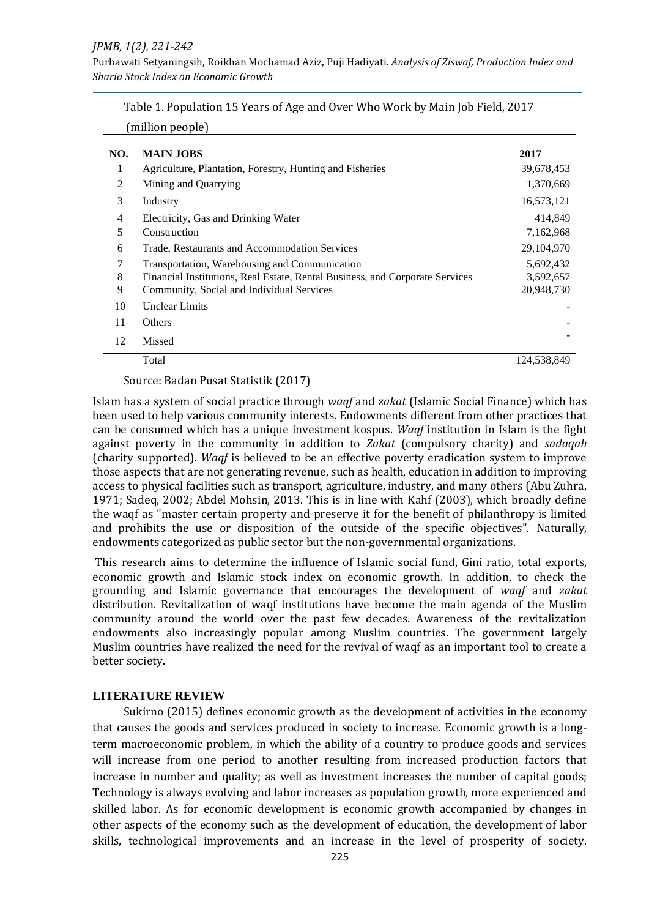Table 1. Population 15 Years of Age and Over Who Work by Main Job Field, 2017 (million people)

| NO. | MAIN JOBS | 2017 |
|---|---|---|
| 1 | Agriculture, Plantation, Forestry, Hunting and Fisheries | 39,678,453 |
| 2 | Mining and Quarrying | 1,370,669 |
| 3 | Industry | 16,573,121 |
| 4 | Electricity, Gas and Drinking Water | 414,849 |
| 5 | Construction | 7,162,968 |
| 6 | Trade, Restaurants and Accommodation Services | 29,104,970 |
| 7 | Transportation, Warehousing and Communication | 5,692,432 |
| 8 | Financial Institutions, Real Estate, Rental Business, and Corporate Services | 3,592,657 |
| 9 | Community, Social and Individual Services | 20,948,730 |
| 10 | Unclear Limits | - |
| 11 | Others | - |
| 12 | Missed | - |
| | Total | 124,538,849 |

Source: Badan Pusat Statistik (2017)

Islam has a system of social practice through *waqf* and *zakat* (Islamic Social Finance) which has been used to help various community interests. Endowments different from other practices that can be consumed which has a unique investment kospus. *Waqf* institution in Islam is the fight against poverty in the community in addition to *Zakat* (compulsory charity) and *sadaqah* (charity supported). *Waqf* is believed to be an effective poverty eradication system to improve those aspects that are not generating revenue, such as health, education in addition to improving access to physical facilities such as transport, agriculture, industry, and many others (Abu Zuhra, 1971; Sadeq, 2002; Abdel Mohsin, 2013. This is in line with Kahf (2003), which broadly define the waqf as "master certain property and preserve it for the benefit of philanthropy is limited and prohibits the use or disposition of the outside of the specific objectives". Naturally, endowments categorized as public sector but the non-governmental organizations.

This research aims to determine the influence of Islamic social fund, Gini ratio, total exports, economic growth and Islamic stock index on economic growth. In addition, to check the grounding and Islamic governance that encourages the development of *waqf* and *zakat* distribution. Revitalization of waqf institutions have become the main agenda of the Muslim community around the world over the past few decades. Awareness of the revitalization endowments also increasingly popular among Muslim countries. The government largely Muslim countries have realized the need for the revival of waqf as an important tool to create a better society.

## LITERATURE REVIEW

Sukirno (2015) defines economic growth as the development of activities in the economy that causes the goods and services produced in society to increase. Economic growth is a long-term macroeconomic problem, in which the ability of a country to produce goods and services will increase from one period to another resulting from increased production factors that increase in number and quality; as well as investment increases the number of capital goods; Technology is always evolving and labor increases as population growth, more experienced and skilled labor. As for economic development is economic growth accompanied by changes in other aspects of the economy such as the development of education, the development of labor skills, technological improvements and an increase in the level of prosperity of society.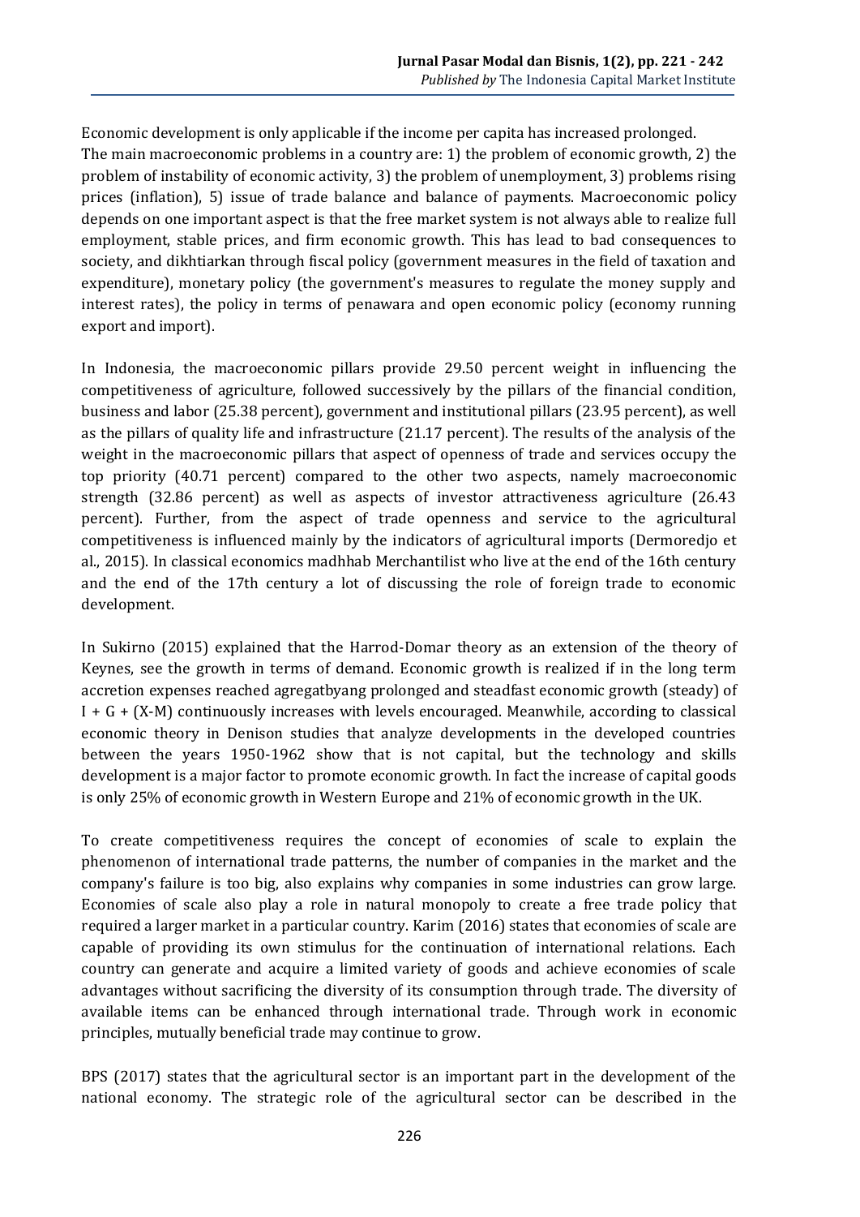Economic development is only applicable if the income per capita has increased prolonged. The main macroeconomic problems in a country are: 1) the problem of economic growth, 2) the problem of instability of economic activity, 3) the problem of unemployment, 3) problems rising prices (inflation), 5) issue of trade balance and balance of payments. Macroeconomic policy depends on one important aspect is that the free market system is not always able to realize full employment, stable prices, and firm economic growth. This has lead to bad consequences to society, and dikhtiarkan through fiscal policy (government measures in the field of taxation and expenditure), monetary policy (the government's measures to regulate the money supply and interest rates), the policy in terms of penawara and open economic policy (economy running export and import).

In Indonesia, the macroeconomic pillars provide 29.50 percent weight in influencing the competitiveness of agriculture, followed successively by the pillars of the financial condition, business and labor (25.38 percent), government and institutional pillars (23.95 percent), as well as the pillars of quality life and infrastructure (21.17 percent). The results of the analysis of the weight in the macroeconomic pillars that aspect of openness of trade and services occupy the top priority (40.71 percent) compared to the other two aspects, namely macroeconomic strength (32.86 percent) as well as aspects of investor attractiveness agriculture (26.43 percent). Further, from the aspect of trade openness and service to the agricultural competitiveness is influenced mainly by the indicators of agricultural imports (Dermoredjo et al., 2015). In classical economics madhhab Merchantilist who live at the end of the 16th century and the end of the 17th century a lot of discussing the role of foreign trade to economic development.

In Sukirno (2015) explained that the Harrod-Domar theory as an extension of the theory of Keynes, see the growth in terms of demand. Economic growth is realized if in the long term accretion expenses reached agregatbyang prolonged and steadfast economic growth (steady) of I + G + (X-M) continuously increases with levels encouraged. Meanwhile, according to classical economic theory in Denison studies that analyze developments in the developed countries between the years 1950-1962 show that is not capital, but the technology and skills development is a major factor to promote economic growth. In fact the increase of capital goods is only 25% of economic growth in Western Europe and 21% of economic growth in the UK.

To create competitiveness requires the concept of economies of scale to explain the phenomenon of international trade patterns, the number of companies in the market and the company's failure is too big, also explains why companies in some industries can grow large. Economies of scale also play a role in natural monopoly to create a free trade policy that required a larger market in a particular country. Karim (2016) states that economies of scale are capable of providing its own stimulus for the continuation of international relations. Each country can generate and acquire a limited variety of goods and achieve economies of scale advantages without sacrificing the diversity of its consumption through trade. The diversity of available items can be enhanced through international trade. Through work in economic principles, mutually beneficial trade may continue to grow.

BPS (2017) states that the agricultural sector is an important part in the development of the national economy. The strategic role of the agricultural sector can be described in the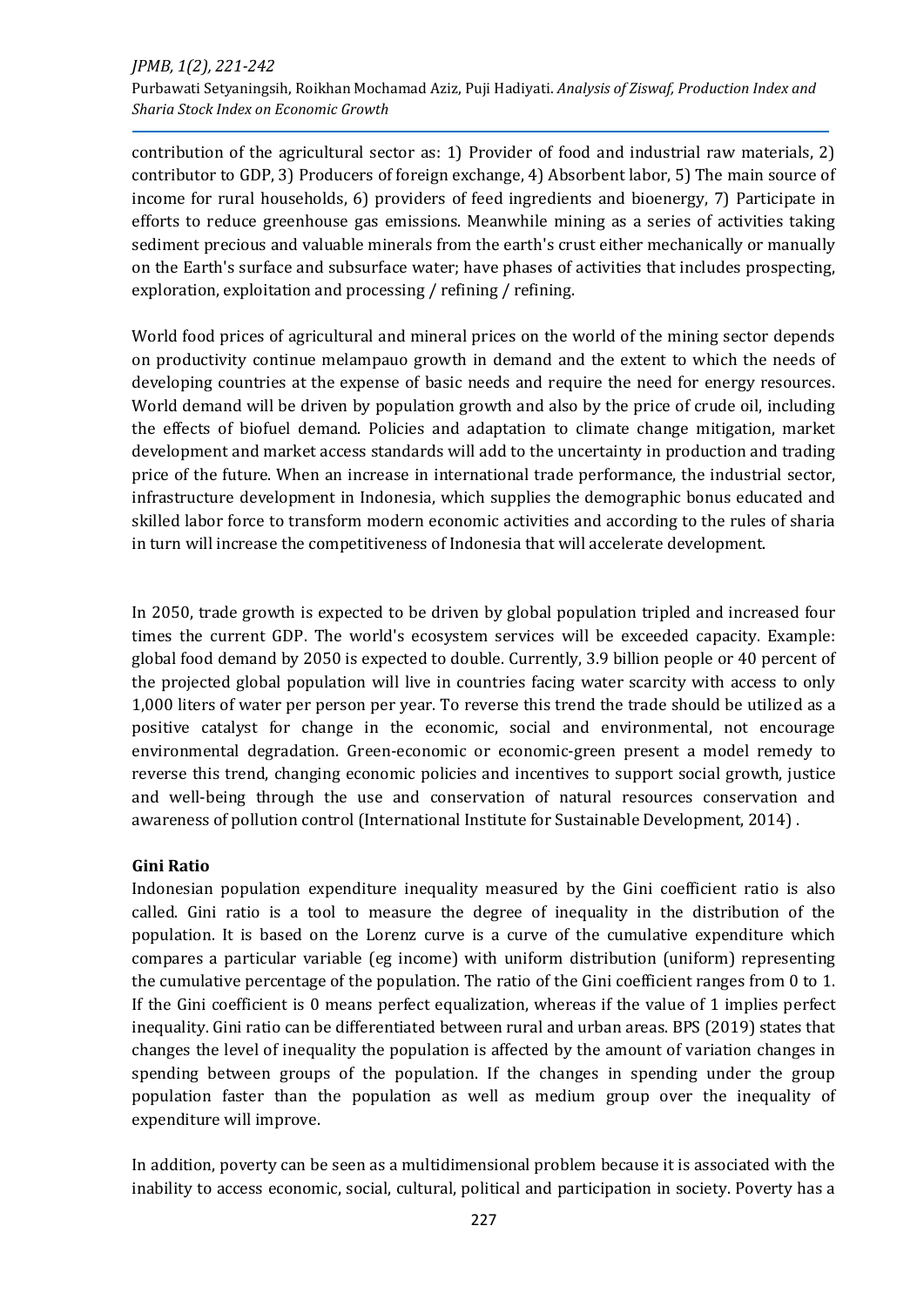contribution of the agricultural sector as: 1) Provider of food and industrial raw materials, 2) contributor to GDP, 3) Producers of foreign exchange, 4) Absorbent labor, 5) The main source of income for rural households, 6) providers of feed ingredients and bioenergy, 7) Participate in efforts to reduce greenhouse gas emissions. Meanwhile mining as a series of activities taking sediment precious and valuable minerals from the earth's crust either mechanically or manually on the Earth's surface and subsurface water; have phases of activities that includes prospecting, exploration, exploitation and processing / refining / refining.

World food prices of agricultural and mineral prices on the world of the mining sector depends on productivity continue melampauo growth in demand and the extent to which the needs of developing countries at the expense of basic needs and require the need for energy resources. World demand will be driven by population growth and also by the price of crude oil, including the effects of biofuel demand. Policies and adaptation to climate change mitigation, market development and market access standards will add to the uncertainty in production and trading price of the future. When an increase in international trade performance, the industrial sector, infrastructure development in Indonesia, which supplies the demographic bonus educated and skilled labor force to transform modern economic activities and according to the rules of sharia in turn will increase the competitiveness of Indonesia that will accelerate development.

In 2050, trade growth is expected to be driven by global population tripled and increased four times the current GDP. The world's ecosystem services will be exceeded capacity. Example: global food demand by 2050 is expected to double. Currently, 3.9 billion people or 40 percent of the projected global population will live in countries facing water scarcity with access to only 1,000 liters of water per person per year. To reverse this trend the trade should be utilized as a positive catalyst for change in the economic, social and environmental, not encourage environmental degradation. Green-economic or economic-green present a model remedy to reverse this trend, changing economic policies and incentives to support social growth, justice and well-being through the use and conservation of natural resources conservation and awareness of pollution control (International Institute for Sustainable Development, 2014) .

**Gini Ratio**

Indonesian population expenditure inequality measured by the Gini coefficient ratio is also called. Gini ratio is a tool to measure the degree of inequality in the distribution of the population. It is based on the Lorenz curve is a curve of the cumulative expenditure which compares a particular variable (eg income) with uniform distribution (uniform) representing the cumulative percentage of the population. The ratio of the Gini coefficient ranges from 0 to 1. If the Gini coefficient is 0 means perfect equalization, whereas if the value of 1 implies perfect inequality. Gini ratio can be differentiated between rural and urban areas. BPS (2019) states that changes the level of inequality the population is affected by the amount of variation changes in spending between groups of the population. If the changes in spending under the group population faster than the population as well as medium group over the inequality of expenditure will improve.

In addition, poverty can be seen as a multidimensional problem because it is associated with the inability to access economic, social, cultural, political and participation in society. Poverty has a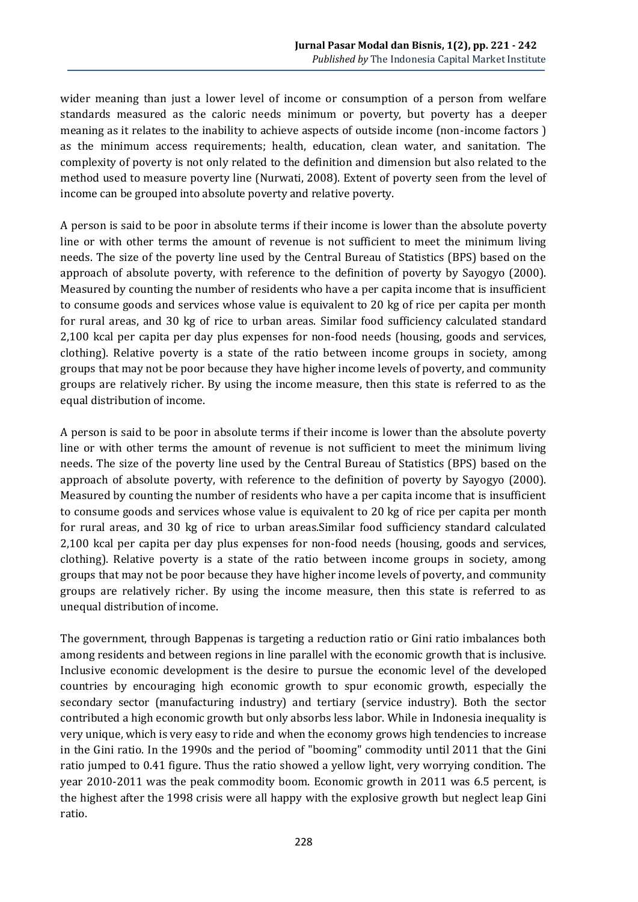wider meaning than just a lower level of income or consumption of a person from welfare standards measured as the caloric needs minimum or poverty, but poverty has a deeper meaning as it relates to the inability to achieve aspects of outside income (non-income factors ) as the minimum access requirements; health, education, clean water, and sanitation. The complexity of poverty is not only related to the definition and dimension but also related to the method used to measure poverty line (Nurwati, 2008). Extent of poverty seen from the level of income can be grouped into absolute poverty and relative poverty.

A person is said to be poor in absolute terms if their income is lower than the absolute poverty line or with other terms the amount of revenue is not sufficient to meet the minimum living needs. The size of the poverty line used by the Central Bureau of Statistics (BPS) based on the approach of absolute poverty, with reference to the definition of poverty by Sayogyo (2000). Measured by counting the number of residents who have a per capita income that is insufficient to consume goods and services whose value is equivalent to 20 kg of rice per capita per month for rural areas, and 30 kg of rice to urban areas. Similar food sufficiency calculated standard 2,100 kcal per capita per day plus expenses for non-food needs (housing, goods and services, clothing). Relative poverty is a state of the ratio between income groups in society, among groups that may not be poor because they have higher income levels of poverty, and community groups are relatively richer. By using the income measure, then this state is referred to as the equal distribution of income.

A person is said to be poor in absolute terms if their income is lower than the absolute poverty line or with other terms the amount of revenue is not sufficient to meet the minimum living needs. The size of the poverty line used by the Central Bureau of Statistics (BPS) based on the approach of absolute poverty, with reference to the definition of poverty by Sayogyo (2000). Measured by counting the number of residents who have a per capita income that is insufficient to consume goods and services whose value is equivalent to 20 kg of rice per capita per month for rural areas, and 30 kg of rice to urban areas.Similar food sufficiency standard calculated 2,100 kcal per capita per day plus expenses for non-food needs (housing, goods and services, clothing). Relative poverty is a state of the ratio between income groups in society, among groups that may not be poor because they have higher income levels of poverty, and community groups are relatively richer. By using the income measure, then this state is referred to as unequal distribution of income.

The government, through Bappenas is targeting a reduction ratio or Gini ratio imbalances both among residents and between regions in line parallel with the economic growth that is inclusive. Inclusive economic development is the desire to pursue the economic level of the developed countries by encouraging high economic growth to spur economic growth, especially the secondary sector (manufacturing industry) and tertiary (service industry). Both the sector contributed a high economic growth but only absorbs less labor. While in Indonesia inequality is very unique, which is very easy to ride and when the economy grows high tendencies to increase in the Gini ratio. In the 1990s and the period of "booming" commodity until 2011 that the Gini ratio jumped to 0.41 figure. Thus the ratio showed a yellow light, very worrying condition. The year 2010-2011 was the peak commodity boom. Economic growth in 2011 was 6.5 percent, is the highest after the 1998 crisis were all happy with the explosive growth but neglect leap Gini ratio.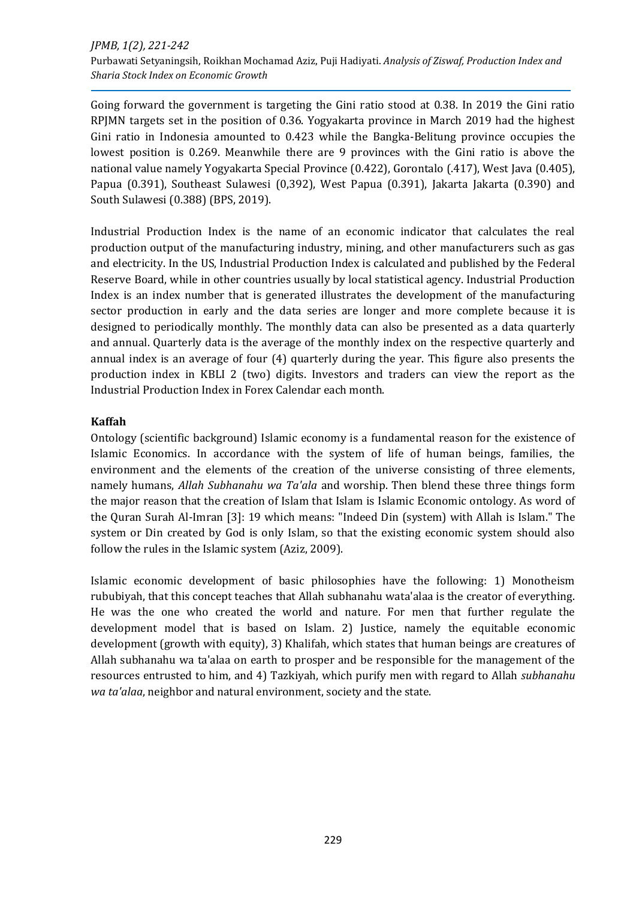Going forward the government is targeting the Gini ratio stood at 0.38. In 2019 the Gini ratio RPJMN targets set in the position of 0.36. Yogyakarta province in March 2019 had the highest Gini ratio in Indonesia amounted to 0.423 while the Bangka-Belitung province occupies the lowest position is 0.269. Meanwhile there are 9 provinces with the Gini ratio is above the national value namely Yogyakarta Special Province (0.422), Gorontalo (.417), West Java (0.405), Papua (0.391), Southeast Sulawesi (0,392), West Papua (0.391), Jakarta Jakarta (0.390) and South Sulawesi (0.388) (BPS, 2019).

Industrial Production Index is the name of an economic indicator that calculates the real production output of the manufacturing industry, mining, and other manufacturers such as gas and electricity. In the US, Industrial Production Index is calculated and published by the Federal Reserve Board, while in other countries usually by local statistical agency. Industrial Production Index is an index number that is generated illustrates the development of the manufacturing sector production in early and the data series are longer and more complete because it is designed to periodically monthly. The monthly data can also be presented as a data quarterly and annual. Quarterly data is the average of the monthly index on the respective quarterly and annual index is an average of four (4) quarterly during the year. This figure also presents the production index in KBLI 2 (two) digits. Investors and traders can view the report as the Industrial Production Index in Forex Calendar each month.

**Kaffah**

Ontology (scientific background) Islamic economy is a fundamental reason for the existence of Islamic Economics. In accordance with the system of life of human beings, families, the environment and the elements of the creation of the universe consisting of three elements, namely humans, *Allah Subhanahu wa Ta'ala* and worship. Then blend these three things form the major reason that the creation of Islam that Islam is Islamic Economic ontology. As word of the Quran Surah Al-Imran [3]: 19 which means: "Indeed Din (system) with Allah is Islam." The system or Din created by God is only Islam, so that the existing economic system should also follow the rules in the Islamic system (Aziz, 2009).

Islamic economic development of basic philosophies have the following: 1) Monotheism rububiyah, that this concept teaches that Allah subhanahu wata'alaa is the creator of everything. He was the one who created the world and nature. For men that further regulate the development model that is based on Islam. 2) Justice, namely the equitable economic development (growth with equity), 3) Khalifah, which states that human beings are creatures of Allah subhanahu wa ta'alaa on earth to prosper and be responsible for the management of the resources entrusted to him, and 4) Tazkiyah, which purify men with regard to Allah *subhanahu wa ta'alaa*, neighbor and natural environment, society and the state.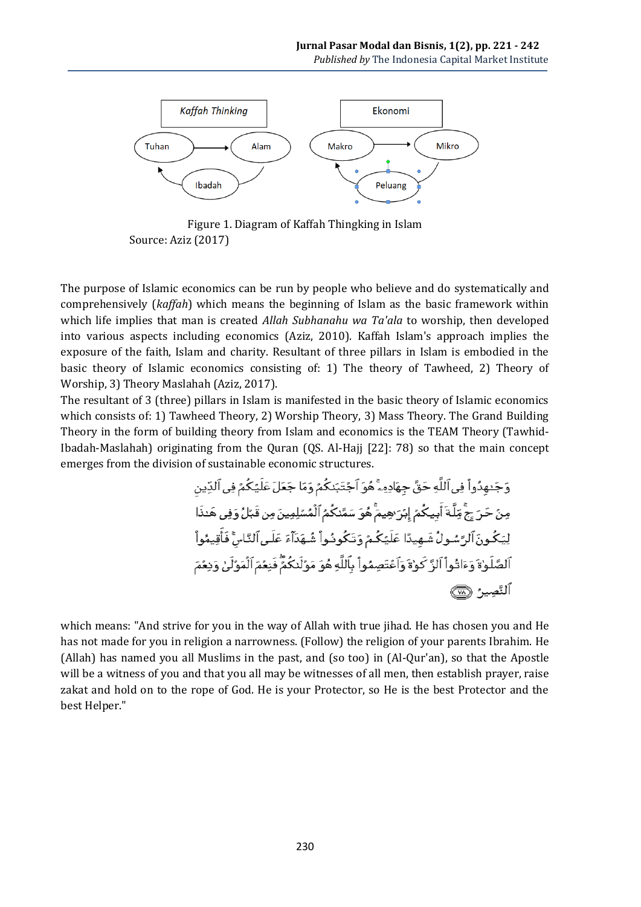Figure 1. Diagram of Kaffah Thingking in Islam
Source: Aziz (2017)

The purpose of Islamic economics can be run by people who believe and do systematically and comprehensively (*kaffah*) which means the beginning of Islam as the basic framework within which life implies that man is created *Allah Subhanahu wa Ta'ala* to worship, then developed into various aspects including economics (Aziz, 2010). Kaffah Islam's approach implies the exposure of the faith, Islam and charity. Resultant of three pillars in Islam is embodied in the basic theory of Islamic economics consisting of: 1) The theory of Tawheed, 2) Theory of Worship, 3) Theory Maslahah (Aziz, 2017).

The resultant of 3 (three) pillars in Islam is manifested in the basic theory of Islamic economics which consists of: 1) Tawheed Theory, 2) Worship Theory, 3) Mass Theory. The Grand Building Theory in the form of building theory from Islam and economics is the TEAM Theory (Tawhid-Ibadah-Maslahah) originating from the Quran (QS. Al-Hajj [22]: 78) so that the main concept emerges from the division of sustainable economic structures.

وَجَٰهِدُواْ فِى ٱللَّهِ حَقَّ جِهَادِهِۦۚ هُوَ ٱجْتَبَىٰكُمْ وَمَا جَعَلَ عَلَيْكُمْ فِى ٱلدِّينِ مِنْ حَرَجٍۚ مِّلَّةَ أَبِيكُمْ إِبْرَٰهِيمَۚ هُوَ سَمَّىٰكُمُ ٱلْمُسْلِمِينَ مِن قَبْلُ وَفِى هَٰذَا لِيَكُونَ ٱلرَّسُولُ شَهِيدًا عَلَيْكُمْ وَتَكُونُواْ شُهَدَآءَ عَلَى ٱلنَّاسِۚ فَأَقِيمُواْ ٱلصَّلَوٰةَ وَءَاتُواْ ٱلزَّكَوٰةَ وَٱعْتَصِمُواْ بِٱللَّهِ هُوَ مَوْلَىٰكُمْۖ فَنِعْمَ ٱلْمَوْلَىٰ وَنِعْمَ ٱلنَّصِيرُ ﴿٧٨﴾

which means: "And strive for you in the way of Allah with true jihad. He has chosen you and He has not made for you in religion a narrowness. (Follow) the religion of your parents Ibrahim. He (Allah) has named you all Muslims in the past, and (so too) in (Al-Qur'an), so that the Apostle will be a witness of you and that you all may be witnesses of all men, then establish prayer, raise zakat and hold on to the rope of God. He is your Protector, so He is the best Protector and the best Helper."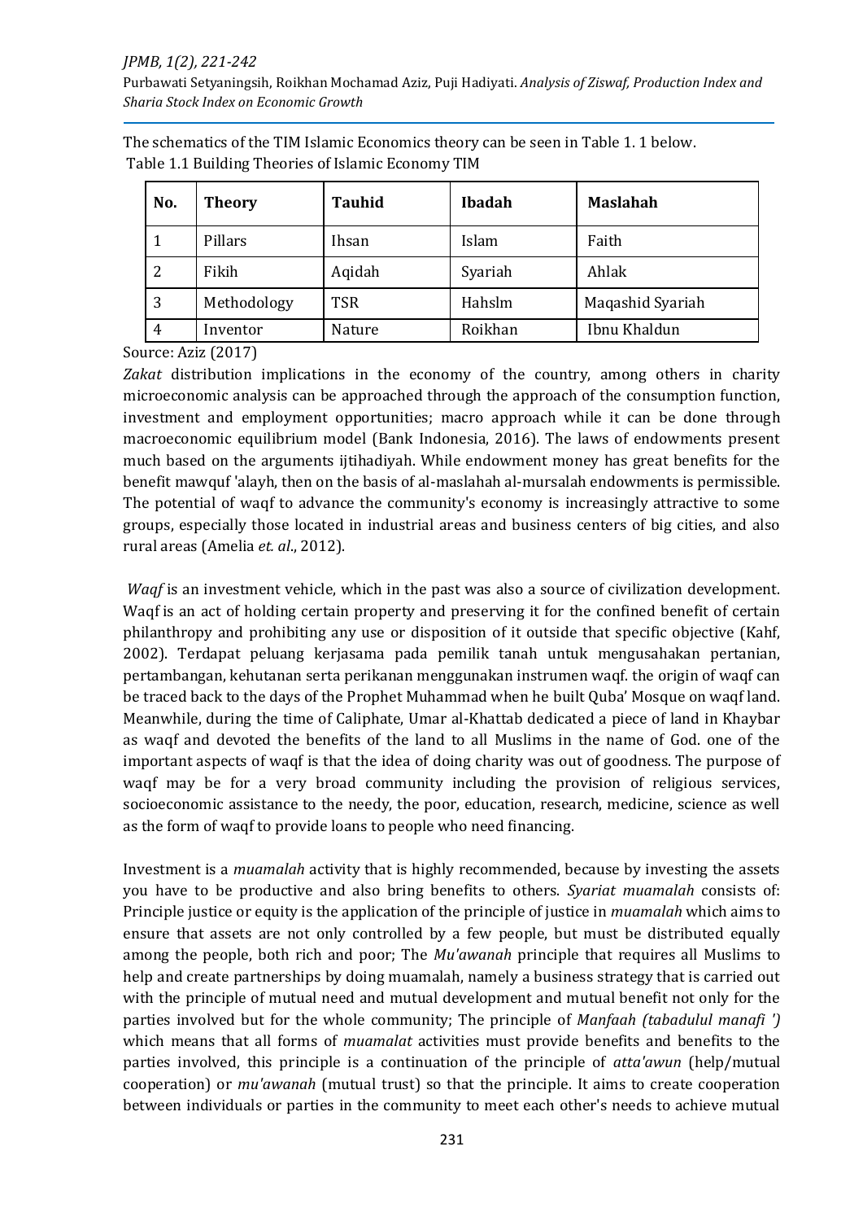The schematics of the TIM Islamic Economics theory can be seen in Table 1. 1 below.

Table 1.1 Building Theories of Islamic Economy TIM

| No. | Theory | Tauhid | Ibadah | Maslahah |
|---|---|---|---|---|
| 1 | Pillars | Ihsan | Islam | Faith |
| 2 | Fikih | Aqidah | Syariah | Ahlak |
| 3 | Methodology | TSR | Hahslm | Maqashid Syariah |
| 4 | Inventor | Nature | Roikhan | Ibnu Khaldun |

Source: Aziz (2017)

*Zakat* distribution implications in the economy of the country, among others in charity microeconomic analysis can be approached through the approach of the consumption function, investment and employment opportunities; macro approach while it can be done through macroeconomic equilibrium model (Bank Indonesia, 2016). The laws of endowments present much based on the arguments ijtihadiyah. While endowment money has great benefits for the benefit mawquf 'alayh, then on the basis of al-maslahah al-mursalah endowments is permissible. The potential of waqf to advance the community's economy is increasingly attractive to some groups, especially those located in industrial areas and business centers of big cities, and also rural areas (Amelia *et. al*., 2012).

*Waqf* is an investment vehicle, which in the past was also a source of civilization development. Waqf is an act of holding certain property and preserving it for the confined benefit of certain philanthropy and prohibiting any use or disposition of it outside that specific objective (Kahf, 2002). Terdapat peluang kerjasama pada pemilik tanah untuk mengusahakan pertanian, pertambangan, kehutanan serta perikanan menggunakan instrumen waqf. the origin of waqf can be traced back to the days of the Prophet Muhammad when he built Quba' Mosque on waqf land. Meanwhile, during the time of Caliphate, Umar al-Khattab dedicated a piece of land in Khaybar as waqf and devoted the benefits of the land to all Muslims in the name of God. one of the important aspects of waqf is that the idea of doing charity was out of goodness. The purpose of waqf may be for a very broad community including the provision of religious services, socioeconomic assistance to the needy, the poor, education, research, medicine, science as well as the form of waqf to provide loans to people who need financing.

Investment is a *muamalah* activity that is highly recommended, because by investing the assets you have to be productive and also bring benefits to others. *Syariat muamalah* consists of: Principle justice or equity is the application of the principle of justice in *muamalah* which aims to ensure that assets are not only controlled by a few people, but must be distributed equally among the people, both rich and poor; The *Mu'awanah* principle that requires all Muslims to help and create partnerships by doing muamalah, namely a business strategy that is carried out with the principle of mutual need and mutual development and mutual benefit not only for the parties involved but for the whole community; The principle of *Manfaah (tabadulul manafi ')* which means that all forms of *muamalat* activities must provide benefits and benefits to the parties involved, this principle is a continuation of the principle of *atta'awun* (help/mutual cooperation) or *mu'awanah* (mutual trust) so that the principle. It aims to create cooperation between individuals or parties in the community to meet each other's needs to achieve mutual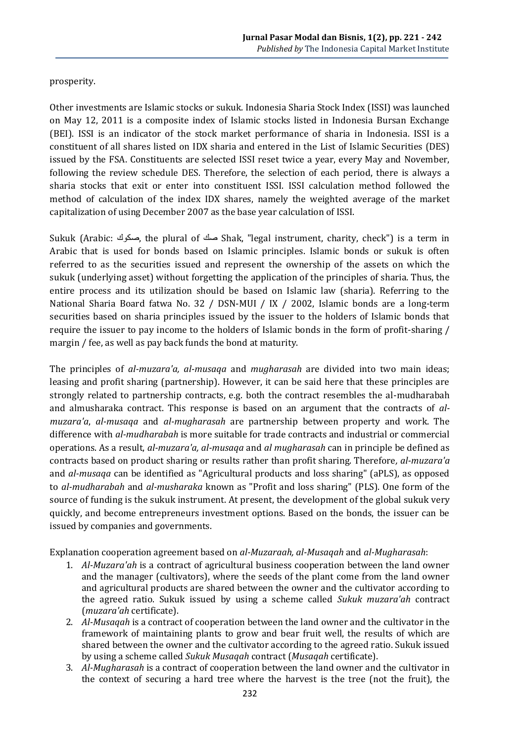prosperity.

Other investments are Islamic stocks or sukuk. Indonesia Sharia Stock Index (ISSI) was launched on May 12, 2011 is a composite index of Islamic stocks listed in Indonesia Bursan Exchange (BEI). ISSI is an indicator of the stock market performance of sharia in Indonesia. ISSI is a constituent of all shares listed on IDX sharia and entered in the List of Islamic Securities (DES) issued by the FSA. Constituents are selected ISSI reset twice a year, every May and November, following the review schedule DES. Therefore, the selection of each period, there is always a sharia stocks that exit or enter into constituent ISSI. ISSI calculation method followed the method of calculation of the index IDX shares, namely the weighted average of the market capitalization of using December 2007 as the base year calculation of ISSI.

Sukuk (Arabic: صكوك, the plural of صك Shak, "legal instrument, charity, check") is a term in Arabic that is used for bonds based on Islamic principles. Islamic bonds or sukuk is often referred to as the securities issued and represent the ownership of the assets on which the sukuk (underlying asset) without forgetting the application of the principles of sharia. Thus, the entire process and its utilization should be based on Islamic law (sharia). Referring to the National Sharia Board fatwa No. 32 / DSN-MUI / IX / 2002, Islamic bonds are a long-term securities based on sharia principles issued by the issuer to the holders of Islamic bonds that require the issuer to pay income to the holders of Islamic bonds in the form of profit-sharing / margin / fee, as well as pay back funds the bond at maturity.

The principles of *al-muzara'a, al-musaqa* and *mugharasah* are divided into two main ideas; leasing and profit sharing (partnership). However, it can be said here that these principles are strongly related to partnership contracts, e.g. both the contract resembles the al-mudharabah and almusharaka contract. This response is based on an argument that the contracts of *al-muzara'a*, *al-musaqa* and *al-mugharasah* are partnership between property and work. The difference with *al-mudharabah* is more suitable for trade contracts and industrial or commercial operations. As a result, *al-muzara'a, al-musaqa* and *al mugharasah* can in principle be defined as contracts based on product sharing or results rather than profit sharing. Therefore*, al-muzara'a* and *al-musaqa* can be identified as "Agricultural products and loss sharing" (aPLS), as opposed to *al-mudharabah* and *al-musharaka* known as "Profit and loss sharing" (PLS). One form of the source of funding is the sukuk instrument. At present, the development of the global sukuk very quickly, and become entrepreneurs investment options. Based on the bonds, the issuer can be issued by companies and governments.

Explanation cooperation agreement based on *al-Muzaraah, al-Musaqah* and *al-Mugharasah*:

1. *Al-Muzara'ah* is a contract of agricultural business cooperation between the land owner and the manager (cultivators), where the seeds of the plant come from the land owner and agricultural products are shared between the owner and the cultivator according to the agreed ratio. Sukuk issued by using a scheme called *Sukuk muzara'ah* contract (*muzara'ah* certificate).
2. *Al-Musaqah* is a contract of cooperation between the land owner and the cultivator in the framework of maintaining plants to grow and bear fruit well, the results of which are shared between the owner and the cultivator according to the agreed ratio. Sukuk issued by using a scheme called *Sukuk Musaqah* contract (*Musaqah* certificate).
3. *Al-Mugharasah* is a contract of cooperation between the land owner and the cultivator in the context of securing a hard tree where the harvest is the tree (not the fruit), the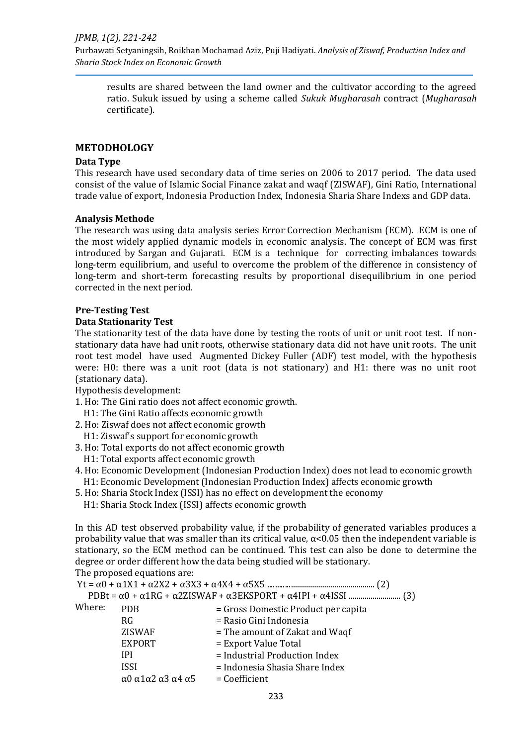results are shared between the land owner and the cultivator according to the agreed ratio. Sukuk issued by using a scheme called *Sukuk Mugharasah* contract (*Mugharasah* certificate).

## METODHOLOGY

### Data Type

This research have used secondary data of time series on 2006 to 2017 period. The data used consist of the value of Islamic Social Finance zakat and waqf (ZISWAF), Gini Ratio, International trade value of export, Indonesia Production Index, Indonesia Sharia Share Indexs and GDP data.

### Analysis Methode

The research was using data analysis series Error Correction Mechanism (ECM). ECM is one of the most widely applied dynamic models in economic analysis. The concept of ECM was first introduced by Sargan and Gujarati. ECM is a technique for correcting imbalances towards long-term equilibrium, and useful to overcome the problem of the difference in consistency of long-term and short-term forecasting results by proportional disequilibrium in one period corrected in the next period.

### Pre-Testing Test

### Data Stationarity Test

The stationarity test of the data have done by testing the roots of unit or unit root test. If non-stationary data have had unit roots, otherwise stationary data did not have unit roots. The unit root test model have used Augmented Dickey Fuller (ADF) test model, with the hypothesis were: H0: there was a unit root (data is not stationary) and H1: there was no unit root (stationary data).

Hypothesis development:

1. Ho: The Gini ratio does not affect economic growth.
   H1: The Gini Ratio affects economic growth
2. Ho: Ziswaf does not affect economic growth
   H1: Ziswaf's support for economic growth
3. Ho: Total exports do not affect economic growth
   H1: Total exports affect economic growth
4. Ho: Economic Development (Indonesian Production Index) does not lead to economic growth
   H1: Economic Development (Indonesian Production Index) affects economic growth
5. Ho: Sharia Stock Index (ISSI) has no effect on development the economy
   H1: Sharia Stock Index (ISSI) affects economic growth

In this AD test observed probability value, if the probability of generated variables produces a probability value that was smaller than its critical value, $\alpha<0.05$ then the independent variable is stationary, so the ECM method can be continued. This test can also be done to determine the degree or order different how the data being studied will be stationary.

The proposed equations are:

$$Yt = \alpha 0 + \alpha 1X1 + \alpha 2X2 + \alpha 3X3 + \alpha 4X4 + \alpha 5X5 \quad (2)$$

$$PDBt = \alpha 0 + \alpha 1RG + \alpha 2ZISWAF + \alpha 3EKSPORT + \alpha 4IPI + \alpha 4ISSI \quad (3)$$

Where:

| | |
|---|---|
| PDB | = Gross Domestic Product per capita |
| RG | = Rasio Gini Indonesia |
| ZISWAF | = The amount of Zakat and Waqf |
| EXPORT | = Export Value Total |
| IPI | = Industrial Production Index |
| ISSI | = Indonesia Shasia Share Index |
| $\alpha 0$ $\alpha 1 \alpha 2$ $\alpha 3$ $\alpha 4$ $\alpha 5$ | = Coefficient |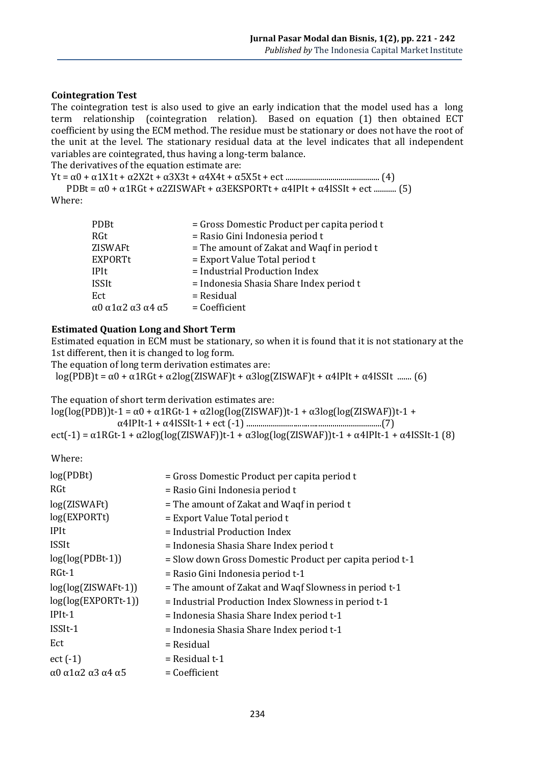### Cointegration Test

The cointegration test is also used to give an early indication that the model used has a long term relationship (cointegration relation). Based on equation (1) then obtained ECT coefficient by using the ECM method. The residue must be stationary or does not have the root of the unit at the level. The stationary residual data at the level indicates that all independent variables are cointegrated, thus having a long-term balance.

The derivatives of the equation estimate are:

$$Yt = \alpha 0 + \alpha 1X1t + \alpha 2X2t + \alpha 3X3t + \alpha 4X4t + \alpha 5X5t + ect \quad (4)$$

$$PDBt = \alpha 0 + \alpha 1RGt + \alpha 2ZISWAFt + \alpha 3EKSPORTt + \alpha 4IPIt + \alpha 4ISSIt + ect \quad (5)$$

Where:

| | |
|---|---|
| PDBt | = Gross Domestic Product per capita period t |
| RGt | = Rasio Gini Indonesia period t |
| ZISWAFt | = The amount of Zakat and Waqf in period t |
| EXPORTt | = Export Value Total period t |
| IPIt | = Industrial Production Index |
| ISSIt | = Indonesia Shasia Share Index period t |
| Ect | = Residual |
| $\alpha 0$ $\alpha 1 \alpha 2$ $\alpha 3$ $\alpha 4$ $\alpha 5$ | = Coefficient |

### Estimated Quation Long and Short Term

Estimated equation in ECM must be stationary, so when it is found that it is not stationary at the 1st different, then it is changed to log form.

The equation of long term derivation estimates are:

$$\log(PDB)t = \alpha 0 + \alpha 1RGt + \alpha 2\log(ZISWAF)t + \alpha 3\log(ZISWAF)t + \alpha 4IPIt + \alpha 4ISSIt \quad (6)$$

The equation of short term derivation estimates are:

$$\log(\log(PDB))t\text{-}1 = \alpha 0 + \alpha 1RGt\text{-}1 + \alpha 2\log(\log(ZISWAF))t\text{-}1 + \alpha 3\log(\log(ZISWAF))t\text{-}1 + \alpha 4IPIt\text{-}1 + \alpha 4ISSIt\text{-}1 + ect(-1) \quad (7)$$

$$ect(-1) = \alpha 1RGt\text{-}1 + \alpha 2\log(\log(ZISWAF))t\text{-}1 + \alpha 3\log(\log(ZISWAF))t\text{-}1 + \alpha 4IPIt\text{-}1 + \alpha 4ISSIt\text{-}1 \quad (8)$$

Where:

| | |
|---|---|
| log(PDBt) | = Gross Domestic Product per capita period t |
| RGt | = Rasio Gini Indonesia period t |
| log(ZISWAFt) | = The amount of Zakat and Waqf in period t |
| log(EXPORTt) | = Export Value Total period t |
| IPIt | = Industrial Production Index |
| ISSIt | = Indonesia Shasia Share Index period t |
| log(log(PDBt-1)) | = Slow down Gross Domestic Product per capita period t-1 |
| RGt-1 | = Rasio Gini Indonesia period t-1 |
| log(log(ZISWAFt-1)) | = The amount of Zakat and Waqf Slowness in period t-1 |
| log(log(EXPORTt-1)) | = Industrial Production Index Slowness in period t-1 |
| IPIt-1 | = Indonesia Shasia Share Index period t-1 |
| ISSIt-1 | = Indonesia Shasia Share Index period t-1 |
| Ect | = Residual |
| ect (-1) | = Residual t-1 |
| $\alpha 0$ $\alpha 1 \alpha 2$ $\alpha 3$ $\alpha 4$ $\alpha 5$ | = Coefficient |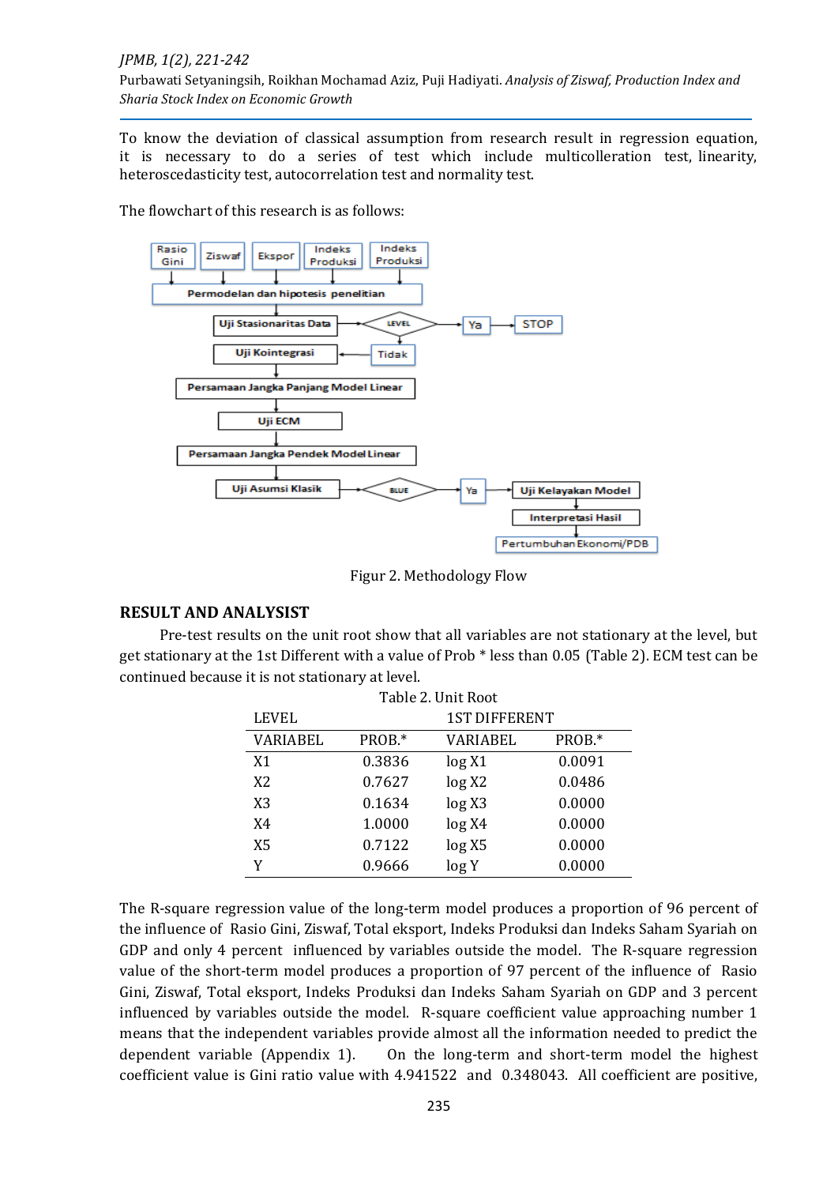To know the deviation of classical assumption from research result in regression equation, it is necessary to do a series of test which include multicolleration test, linearity, heteroscedasticity test, autocorrelation test and normality test.

The flowchart of this research is as follows:

Figur 2. Methodology Flow

## RESULT AND ANALYSIST

Pre-test results on the unit root show that all variables are not stationary at the level, but get stationary at the 1st Different with a value of Prob * less than 0.05 (Table 2). ECM test can be continued because it is not stationary at level.

Table 2. Unit Root

| LEVEL | | 1ST DIFFERENT | |
|---|---|---|---|
| VARIABEL | PROB.* | VARIABEL | PROB.* |
| X1 | 0.3836 | log X1 | 0.0091 |
| X2 | 0.7627 | log X2 | 0.0486 |
| X3 | 0.1634 | log X3 | 0.0000 |
| X4 | 1.0000 | log X4 | 0.0000 |
| X5 | 0.7122 | log X5 | 0.0000 |
| Y | 0.9666 | log Y | 0.0000 |

The R-square regression value of the long-term model produces a proportion of 96 percent of the influence of Rasio Gini, Ziswaf, Total eksport, Indeks Produksi dan Indeks Saham Syariah on GDP and only 4 percent influenced by variables outside the model. The R-square regression value of the short-term model produces a proportion of 97 percent of the influence of Rasio Gini, Ziswaf, Total eksport, Indeks Produksi dan Indeks Saham Syariah on GDP and 3 percent influenced by variables outside the model. R-square coefficient value approaching number 1 means that the independent variables provide almost all the information needed to predict the dependent variable (Appendix 1). On the long-term and short-term model the highest coefficient value is Gini ratio value with 4.941522 and 0.348043. All coefficient are positive,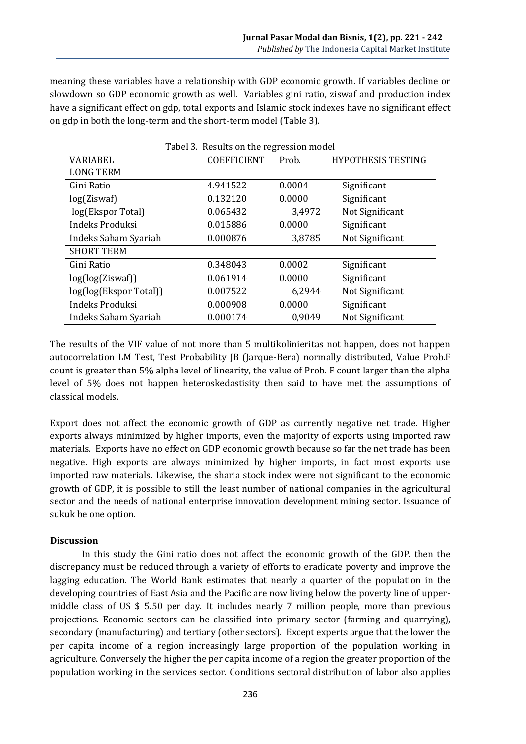meaning these variables have a relationship with GDP economic growth. If variables decline or slowdown so GDP economic growth as well. Variables gini ratio, ziswaf and production index have a significant effect on gdp, total exports and Islamic stock indexes have no significant effect on gdp in both the long-term and the short-term model (Table 3).

Tabel 3. Results on the regression model

| VARIABEL | COEFFICIENT | Prob. | HYPOTHESIS TESTING |
|---|---|---|---|
| LONG TERM | | | |
| Gini Ratio | 4.941522 | 0.0004 | Significant |
| log(Ziswaf) | 0.132120 | 0.0000 | Significant |
| log(Ekspor Total) | 0.065432 | 3,4972 | Not Significant |
| Indeks Produksi | 0.015886 | 0.0000 | Significant |
| Indeks Saham Syariah | 0.000876 | 3,8785 | Not Significant |
| SHORT TERM | | | |
| Gini Ratio | 0.348043 | 0.0002 | Significant |
| log(log(Ziswaf)) | 0.061914 | 0.0000 | Significant |
| log(log(Ekspor Total)) | 0.007522 | 6,2944 | Not Significant |
| Indeks Produksi | 0.000908 | 0.0000 | Significant |
| Indeks Saham Syariah | 0.000174 | 0,9049 | Not Significant |

The results of the VIF value of not more than 5 multikolinieritas not happen, does not happen autocorrelation LM Test, Test Probability JB (Jarque-Bera) normally distributed, Value Prob.F count is greater than 5% alpha level of linearity, the value of Prob. F count larger than the alpha level of 5% does not happen heteroskedastisity then said to have met the assumptions of classical models.

Export does not affect the economic growth of GDP as currently negative net trade. Higher exports always minimized by higher imports, even the majority of exports using imported raw materials. Exports have no effect on GDP economic growth because so far the net trade has been negative. High exports are always minimized by higher imports, in fact most exports use imported raw materials. Likewise, the sharia stock index were not significant to the economic growth of GDP, it is possible to still the least number of national companies in the agricultural sector and the needs of national enterprise innovation development mining sector. Issuance of sukuk be one option.

**Discussion**

In this study the Gini ratio does not affect the economic growth of the GDP. then the discrepancy must be reduced through a variety of efforts to eradicate poverty and improve the lagging education. The World Bank estimates that nearly a quarter of the population in the developing countries of East Asia and the Pacific are now living below the poverty line of upper-middle class of US $ 5.50 per day. It includes nearly 7 million people, more than previous projections. Economic sectors can be classified into primary sector (farming and quarrying), secondary (manufacturing) and tertiary (other sectors). Except experts argue that the lower the per capita income of a region increasingly large proportion of the population working in agriculture. Conversely the higher the per capita income of a region the greater proportion of the population working in the services sector. Conditions sectoral distribution of labor also applies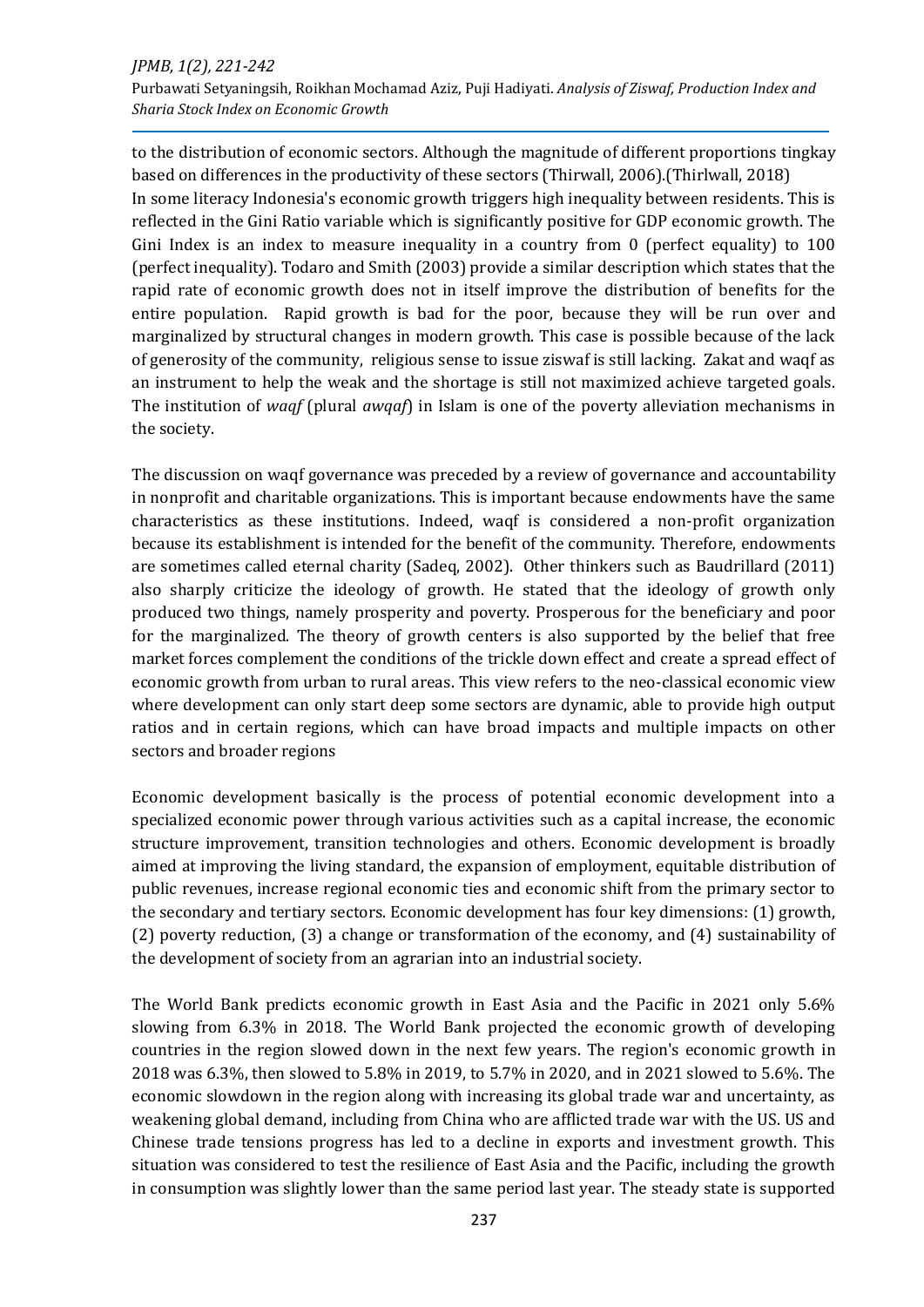to the distribution of economic sectors. Although the magnitude of different proportions tingkay based on differences in the productivity of these sectors (Thirwall, 2006).(Thirlwall, 2018)
In some literacy Indonesia's economic growth triggers high inequality between residents. This is reflected in the Gini Ratio variable which is significantly positive for GDP economic growth. The Gini Index is an index to measure inequality in a country from 0 (perfect equality) to 100 (perfect inequality). Todaro and Smith (2003) provide a similar description which states that the rapid rate of economic growth does not in itself improve the distribution of benefits for the entire population. Rapid growth is bad for the poor, because they will be run over and marginalized by structural changes in modern growth. This case is possible because of the lack of generosity of the community, religious sense to issue ziswaf is still lacking. Zakat and waqf as an instrument to help the weak and the shortage is still not maximized achieve targeted goals. The institution of *waqf* (plural *awqaf*) in Islam is one of the poverty alleviation mechanisms in the society.

The discussion on waqf governance was preceded by a review of governance and accountability in nonprofit and charitable organizations. This is important because endowments have the same characteristics as these institutions. Indeed, waqf is considered a non-profit organization because its establishment is intended for the benefit of the community. Therefore, endowments are sometimes called eternal charity (Sadeq, 2002). Other thinkers such as Baudrillard (2011) also sharply criticize the ideology of growth. He stated that the ideology of growth only produced two things, namely prosperity and poverty. Prosperous for the beneficiary and poor for the marginalized. The theory of growth centers is also supported by the belief that free market forces complement the conditions of the trickle down effect and create a spread effect of economic growth from urban to rural areas. This view refers to the neo-classical economic view where development can only start deep some sectors are dynamic, able to provide high output ratios and in certain regions, which can have broad impacts and multiple impacts on other sectors and broader regions

Economic development basically is the process of potential economic development into a specialized economic power through various activities such as a capital increase, the economic structure improvement, transition technologies and others. Economic development is broadly aimed at improving the living standard, the expansion of employment, equitable distribution of public revenues, increase regional economic ties and economic shift from the primary sector to the secondary and tertiary sectors. Economic development has four key dimensions: (1) growth, (2) poverty reduction, (3) a change or transformation of the economy, and (4) sustainability of the development of society from an agrarian into an industrial society.

The World Bank predicts economic growth in East Asia and the Pacific in 2021 only 5.6% slowing from 6.3% in 2018. The World Bank projected the economic growth of developing countries in the region slowed down in the next few years. The region's economic growth in 2018 was 6.3%, then slowed to 5.8% in 2019, to 5.7% in 2020, and in 2021 slowed to 5.6%. The economic slowdown in the region along with increasing its global trade war and uncertainty, as weakening global demand, including from China who are afflicted trade war with the US. US and Chinese trade tensions progress has led to a decline in exports and investment growth. This situation was considered to test the resilience of East Asia and the Pacific, including the growth in consumption was slightly lower than the same period last year. The steady state is supported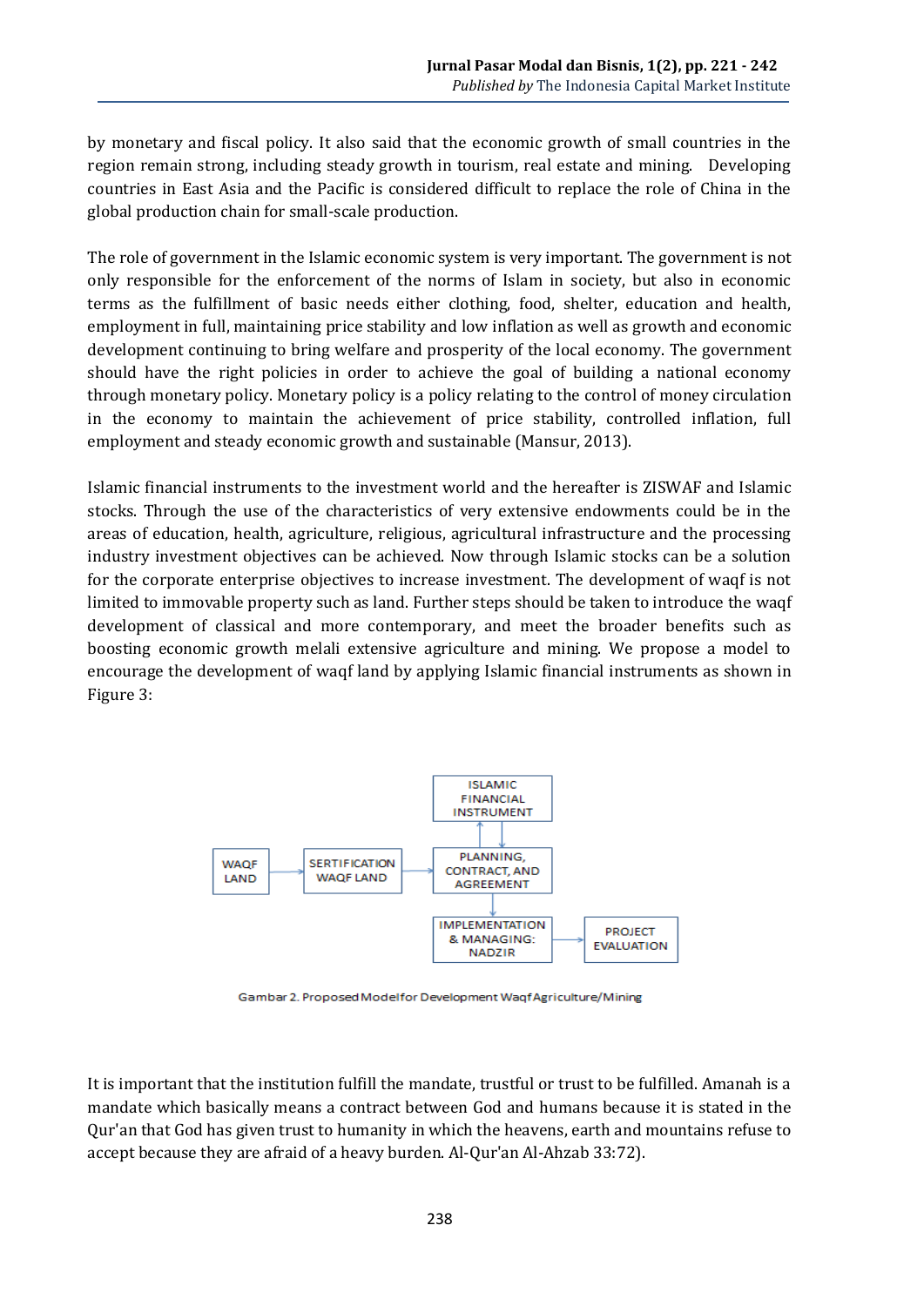by monetary and fiscal policy. It also said that the economic growth of small countries in the region remain strong, including steady growth in tourism, real estate and mining. Developing countries in East Asia and the Pacific is considered difficult to replace the role of China in the global production chain for small-scale production.

The role of government in the Islamic economic system is very important. The government is not only responsible for the enforcement of the norms of Islam in society, but also in economic terms as the fulfillment of basic needs either clothing, food, shelter, education and health, employment in full, maintaining price stability and low inflation as well as growth and economic development continuing to bring welfare and prosperity of the local economy. The government should have the right policies in order to achieve the goal of building a national economy through monetary policy. Monetary policy is a policy relating to the control of money circulation in the economy to maintain the achievement of price stability, controlled inflation, full employment and steady economic growth and sustainable (Mansur, 2013).

Islamic financial instruments to the investment world and the hereafter is ZISWAF and Islamic stocks. Through the use of the characteristics of very extensive endowments could be in the areas of education, health, agriculture, religious, agricultural infrastructure and the processing industry investment objectives can be achieved. Now through Islamic stocks can be a solution for the corporate enterprise objectives to increase investment. The development of waqf is not limited to immovable property such as land. Further steps should be taken to introduce the waqf development of classical and more contemporary, and meet the broader benefits such as boosting economic growth melali extensive agriculture and mining. We propose a model to encourage the development of waqf land by applying Islamic financial instruments as shown in Figure 3:

WAQF LAND → SERTIFICATION WAQF LAND → PLANNING, CONTRACT, AND AGREEMENT ⇄ ISLAMIC FINANCIAL INSTRUMENT

PLANNING, CONTRACT, AND AGREEMENT → IMPLEMENTATION & MANAGING: NADZIR → PROJECT EVALUATION

Gambar 2. Proposed Model for Development Waqf Agriculture/Mining

It is important that the institution fulfill the mandate, trustful or trust to be fulfilled. Amanah is a mandate which basically means a contract between God and humans because it is stated in the Qur'an that God has given trust to humanity in which the heavens, earth and mountains refuse to accept because they are afraid of a heavy burden. Al-Qur'an Al-Ahzab 33:72).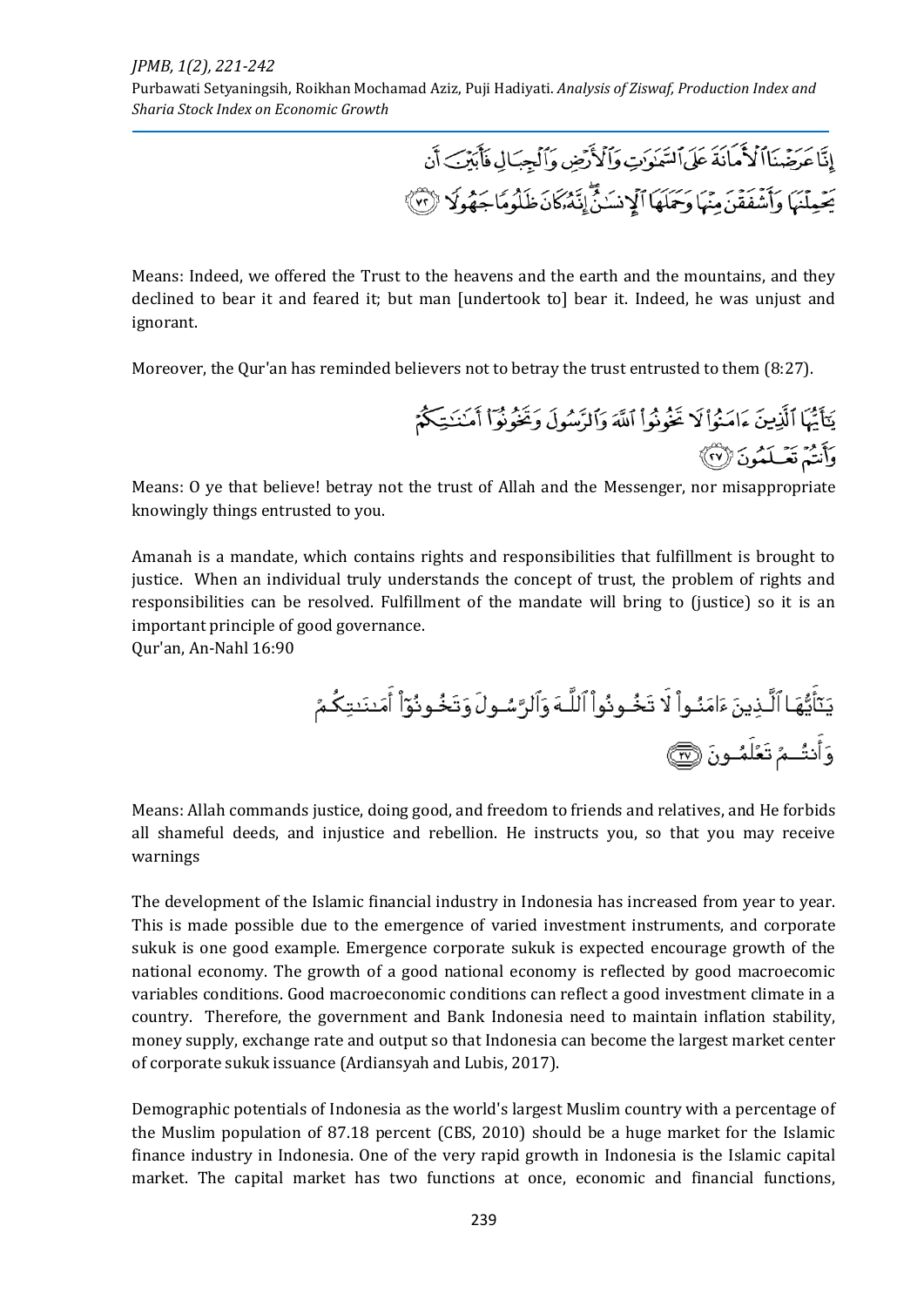إِنَّا عَرَضْنَا ٱلْأَمَانَةَ عَلَى ٱلسَّمَٰوَٰتِ وَٱلْأَرْضِ وَٱلْجِبَالِ فَأَبَيْنَ أَن يَحْمِلْنَهَا وَأَشْفَقْنَ مِنْهَا وَحَمَلَهَا ٱلْإِنسَٰنُ ۖ إِنَّهُۥ كَانَ ظَلُومًا جَهُولًا ﴿٧٢﴾

Means: Indeed, we offered the Trust to the heavens and the earth and the mountains, and they declined to bear it and feared it; but man [undertook to] bear it. Indeed, he was unjust and ignorant.

Moreover, the Qur'an has reminded believers not to betray the trust entrusted to them (8:27).

يَٰٓأَيُّهَا ٱلَّذِينَ ءَامَنُوا۟ لَا تَخُونُوا۟ ٱللَّهَ وَٱلرَّسُولَ وَتَخُونُوٓا۟ أَمَٰنَٰتِكُمْ وَأَنتُمْ تَعْلَمُونَ ﴿٢٧﴾

Means: O ye that believe! betray not the trust of Allah and the Messenger, nor misappropriate knowingly things entrusted to you.

Amanah is a mandate, which contains rights and responsibilities that fulfillment is brought to justice. When an individual truly understands the concept of trust, the problem of rights and responsibilities can be resolved. Fulfillment of the mandate will bring to (justice) so it is an important principle of good governance.

Qur'an, An-Nahl 16:90

يَٰٓأَيُّهَا ٱلَّذِينَ ءَامَنُوا۟ لَا تَخُونُوا۟ ٱللَّهَ وَٱلرَّسُولَ وَتَخُونُوٓا۟ أَمَٰنَٰتِكُمْ وَأَنتُمْ تَعْلَمُونَ ﴿٢٧﴾

Means: Allah commands justice, doing good, and freedom to friends and relatives, and He forbids all shameful deeds, and injustice and rebellion. He instructs you, so that you may receive warnings

The development of the Islamic financial industry in Indonesia has increased from year to year. This is made possible due to the emergence of varied investment instruments, and corporate sukuk is one good example. Emergence corporate sukuk is expected encourage growth of the national economy. The growth of a good national economy is reflected by good macroecomic variables conditions. Good macroeconomic conditions can reflect a good investment climate in a country. Therefore, the government and Bank Indonesia need to maintain inflation stability, money supply, exchange rate and output so that Indonesia can become the largest market center of corporate sukuk issuance (Ardiansyah and Lubis, 2017).

Demographic potentials of Indonesia as the world's largest Muslim country with a percentage of the Muslim population of 87.18 percent (CBS, 2010) should be a huge market for the Islamic finance industry in Indonesia. One of the very rapid growth in Indonesia is the Islamic capital market. The capital market has two functions at once, economic and financial functions,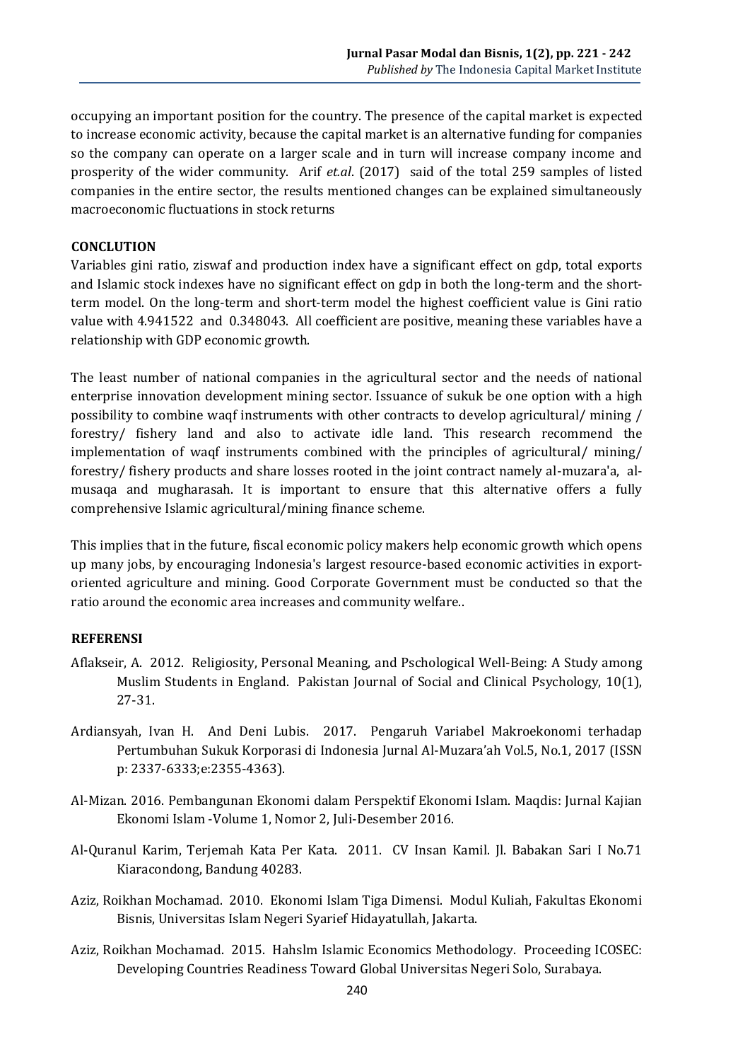occupying an important position for the country. The presence of the capital market is expected to increase economic activity, because the capital market is an alternative funding for companies so the company can operate on a larger scale and in turn will increase company income and prosperity of the wider community. Arif *et.al*. (2017) said of the total 259 samples of listed companies in the entire sector, the results mentioned changes can be explained simultaneously macroeconomic fluctuations in stock returns

## CONCLUTION

Variables gini ratio, ziswaf and production index have a significant effect on gdp, total exports and Islamic stock indexes have no significant effect on gdp in both the long-term and the short-term model. On the long-term and short-term model the highest coefficient value is Gini ratio value with 4.941522 and 0.348043. All coefficient are positive, meaning these variables have a relationship with GDP economic growth.

The least number of national companies in the agricultural sector and the needs of national enterprise innovation development mining sector. Issuance of sukuk be one option with a high possibility to combine waqf instruments with other contracts to develop agricultural/ mining / forestry/ fishery land and also to activate idle land. This research recommend the implementation of waqf instruments combined with the principles of agricultural/ mining/ forestry/ fishery products and share losses rooted in the joint contract namely al-muzara'a, al-musaqa and mugharasah. It is important to ensure that this alternative offers a fully comprehensive Islamic agricultural/mining finance scheme.

This implies that in the future, fiscal economic policy makers help economic growth which opens up many jobs, by encouraging Indonesia's largest resource-based economic activities in export-oriented agriculture and mining. Good Corporate Government must be conducted so that the ratio around the economic area increases and community welfare..

## REFERENSI

Aflakseir, A. 2012. Religiosity, Personal Meaning, and Pschological Well-Being: A Study among Muslim Students in England. Pakistan Journal of Social and Clinical Psychology, 10(1), 27-31.

Ardiansyah, Ivan H. And Deni Lubis. 2017. Pengaruh Variabel Makroekonomi terhadap Pertumbuhan Sukuk Korporasi di Indonesia Jurnal Al-Muzara'ah Vol.5, No.1, 2017 (ISSN p: 2337-6333;e:2355-4363).

Al-Mizan. 2016. Pembangunan Ekonomi dalam Perspektif Ekonomi Islam. Maqdis: Jurnal Kajian Ekonomi Islam -Volume 1, Nomor 2, Juli-Desember 2016.

Al-Quranul Karim, Terjemah Kata Per Kata. 2011. CV Insan Kamil. Jl. Babakan Sari I No.71 Kiaracondong, Bandung 40283.

Aziz, Roikhan Mochamad. 2010. Ekonomi Islam Tiga Dimensi. Modul Kuliah, Fakultas Ekonomi Bisnis, Universitas Islam Negeri Syarief Hidayatullah, Jakarta.

Aziz, Roikhan Mochamad. 2015. Hahslm Islamic Economics Methodology. Proceeding ICOSEC: Developing Countries Readiness Toward Global Universitas Negeri Solo, Surabaya.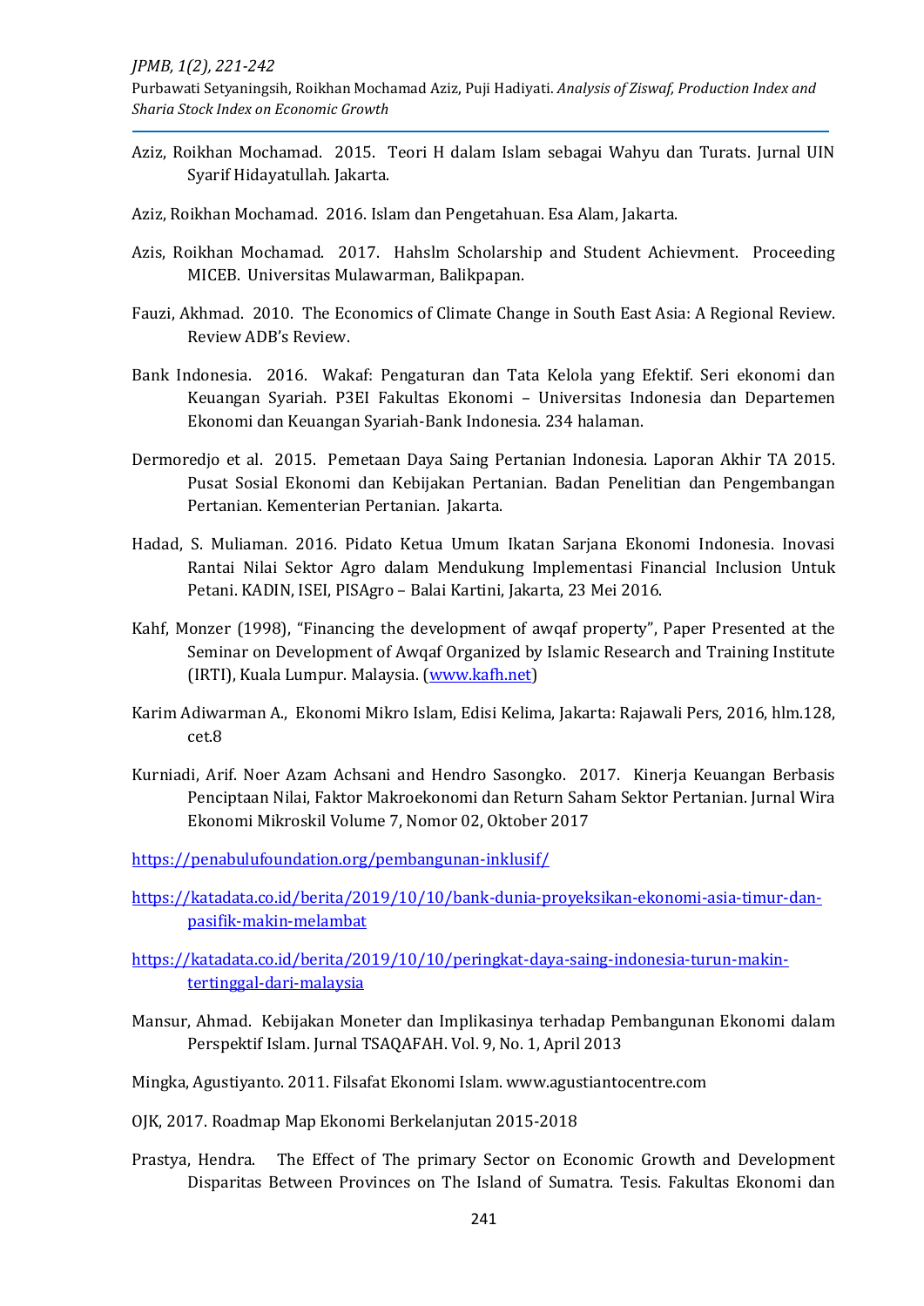Aziz, Roikhan Mochamad. 2015. Teori H dalam Islam sebagai Wahyu dan Turats. Jurnal UIN Syarif Hidayatullah. Jakarta.

Aziz, Roikhan Mochamad. 2016. Islam dan Pengetahuan. Esa Alam, Jakarta.

Azis, Roikhan Mochamad. 2017. Hahslm Scholarship and Student Achievment. Proceeding MICEB. Universitas Mulawarman, Balikpapan.

Fauzi, Akhmad. 2010. The Economics of Climate Change in South East Asia: A Regional Review. Review ADB's Review.

Bank Indonesia. 2016. Wakaf: Pengaturan dan Tata Kelola yang Efektif. Seri ekonomi dan Keuangan Syariah. P3EI Fakultas Ekonomi – Universitas Indonesia dan Departemen Ekonomi dan Keuangan Syariah-Bank Indonesia. 234 halaman.

Dermoredjo et al. 2015. Pemetaan Daya Saing Pertanian Indonesia. Laporan Akhir TA 2015. Pusat Sosial Ekonomi dan Kebijakan Pertanian. Badan Penelitian dan Pengembangan Pertanian. Kementerian Pertanian. Jakarta.

Hadad, S. Muliaman. 2016. Pidato Ketua Umum Ikatan Sarjana Ekonomi Indonesia. Inovasi Rantai Nilai Sektor Agro dalam Mendukung Implementasi Financial Inclusion Untuk Petani. KADIN, ISEI, PISAgro – Balai Kartini, Jakarta, 23 Mei 2016.

Kahf, Monzer (1998), "Financing the development of awqaf property", Paper Presented at the Seminar on Development of Awqaf Organized by Islamic Research and Training Institute (IRTI), Kuala Lumpur. Malaysia. (www.kafh.net)

Karim Adiwarman A., Ekonomi Mikro Islam, Edisi Kelima, Jakarta: Rajawali Pers, 2016, hlm.128, cet.8

Kurniadi, Arif. Noer Azam Achsani and Hendro Sasongko. 2017. Kinerja Keuangan Berbasis Penciptaan Nilai, Faktor Makroekonomi dan Return Saham Sektor Pertanian. Jurnal Wira Ekonomi Mikroskil Volume 7, Nomor 02, Oktober 2017

https://penabulufoundation.org/pembangunan-inklusif/

https://katadata.co.id/berita/2019/10/10/bank-dunia-proyeksikan-ekonomi-asia-timur-dan-pasifik-makin-melambat

https://katadata.co.id/berita/2019/10/10/peringkat-daya-saing-indonesia-turun-makin-tertinggal-dari-malaysia

Mansur, Ahmad. Kebijakan Moneter dan Implikasinya terhadap Pembangunan Ekonomi dalam Perspektif Islam. Jurnal TSAQAFAH. Vol. 9, No. 1, April 2013

Mingka, Agustiyanto. 2011. Filsafat Ekonomi Islam. www.agustiantocentre.com

OJK, 2017. Roadmap Map Ekonomi Berkelanjutan 2015-2018

Prastya, Hendra. The Effect of The primary Sector on Economic Growth and Development Disparitas Between Provinces on The Island of Sumatra. Tesis. Fakultas Ekonomi dan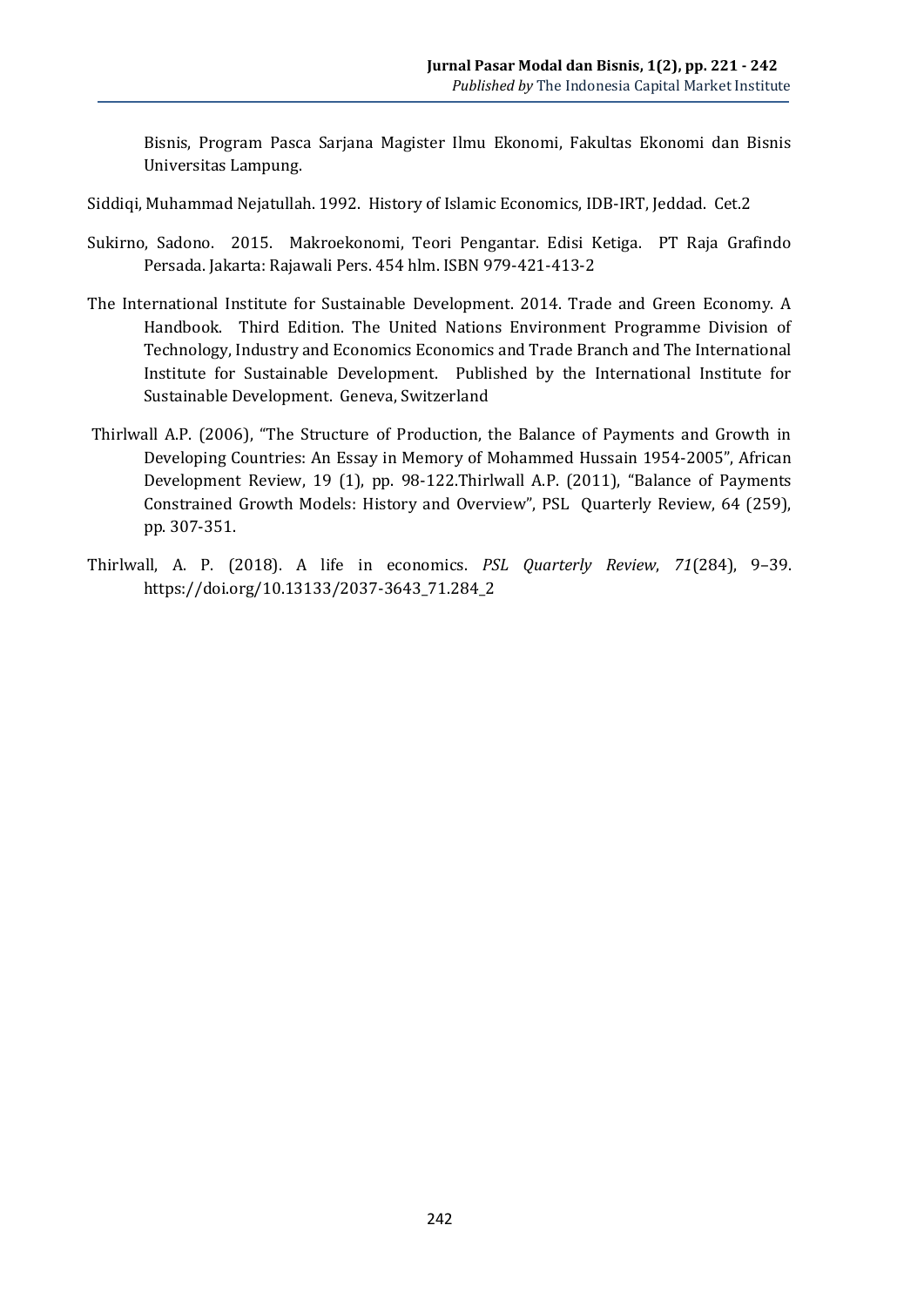Bisnis, Program Pasca Sarjana Magister Ilmu Ekonomi, Fakultas Ekonomi dan Bisnis Universitas Lampung.

Siddiqi, Muhammad Nejatullah. 1992. History of Islamic Economics, IDB-IRT, Jeddad. Cet.2

Sukirno, Sadono. 2015. Makroekonomi, Teori Pengantar. Edisi Ketiga. PT Raja Grafindo Persada. Jakarta: Rajawali Pers. 454 hlm. ISBN 979-421-413-2

The International Institute for Sustainable Development. 2014. Trade and Green Economy. A Handbook. Third Edition. The United Nations Environment Programme Division of Technology, Industry and Economics Economics and Trade Branch and The International Institute for Sustainable Development. Published by the International Institute for Sustainable Development. Geneva, Switzerland

Thirlwall A.P. (2006), "The Structure of Production, the Balance of Payments and Growth in Developing Countries: An Essay in Memory of Mohammed Hussain 1954-2005", African Development Review, 19 (1), pp. 98-122.Thirlwall A.P. (2011), "Balance of Payments Constrained Growth Models: History and Overview", PSL Quarterly Review, 64 (259), pp. 307-351.

Thirlwall, A. P. (2018). A life in economics. *PSL Quarterly Review*, *71*(284), 9–39. https://doi.org/10.13133/2037-3643_71.284_2